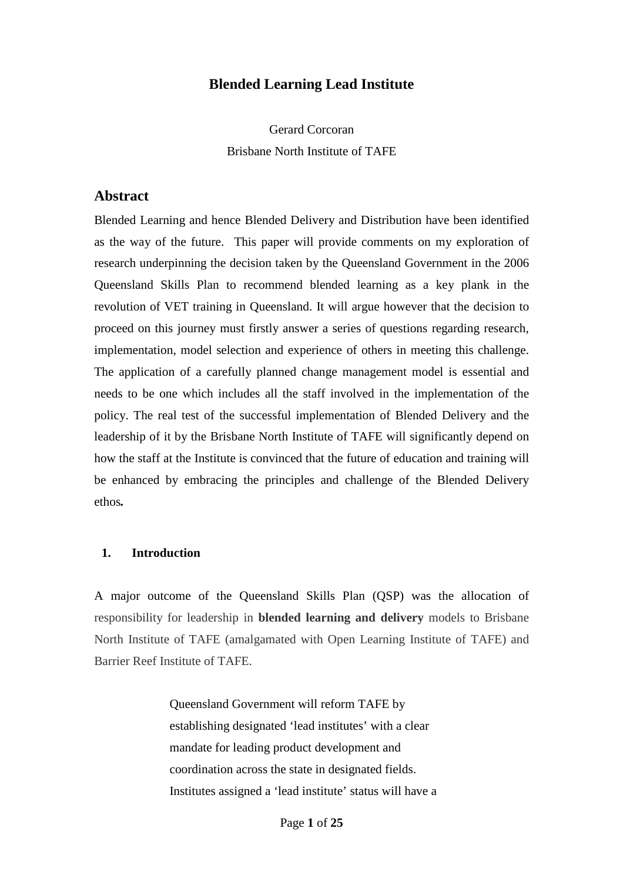# Blended Learning Lead Institute

Gerard Corcoran

Brisbane North Institute of TAFE

## Abstract

Blended Learning and hence Blended Delivery and Distribution have been identified as the way of the future. This paper will provide comments on my exploration of research underpinning the decision taken by the Queensland Government in the 2006 Queensland Skills Plan to recommend blended learning as a key plank in the revolution of VET training in Queensland. It will argue however that the decision to proceed on this journey must firstly answer a series of questions regarding research, implementation, model selection and experience of others in meeting this challenge. The application of a carefully planned change management model is essential and needs to be one which includes all the staff involved in the implementation of the policy. The real test of the successful implementation of Blended Delivery and the leadership of it by the Brisbane North Institute of TAFE will significantly depend on how the staff at the Institute is convinced that the future of education and training will be enhanced by embracing the principles and challenge of the Blended Delivery ethos**.**

### 1. Introduction

A major outcome of the Queensland Skills Plan (QSP) was the allocation of responsibility for leadership in **blended learning and delivery** models to Brisbane North Institute of TAFE (amalgamated with Open Learning Institute of TAFE) and Barrier Reef Institute of TAFE.

> Queensland Government will reform TAFE by establishing designated 'lead institutes' with a clear mandate for leading product development and coordination across the state in designated fields. Institutes assigned a 'lead institute' status will have a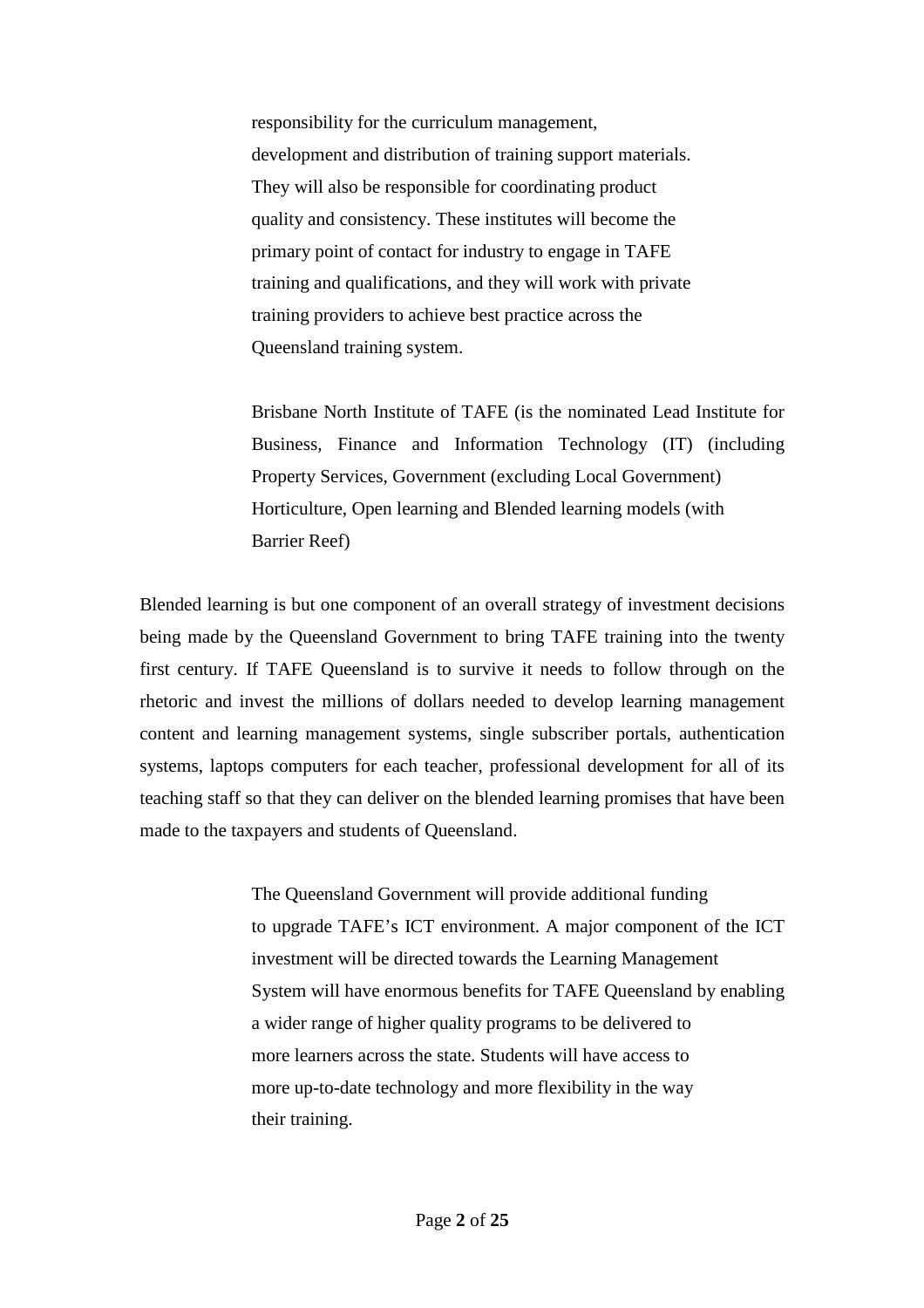> responsibility for the curriculum management, development and distribution of training support materials. They will also be responsible for coordinating product quality and consistency. These institutes will become the primary point of contact for industry to engage in TAFE training and qualifications, and they will work with private training providers to achieve best practice across the Queensland training system.
>
> Brisbane North Institute of TAFE (is the nominated Lead Institute for Business, Finance and Information Technology (IT) (including Property Services, Government (excluding Local Government) Horticulture, Open learning and Blended learning models (with Barrier Reef)

Blended learning is but one component of an overall strategy of investment decisions being made by the Queensland Government to bring TAFE training into the twenty first century. If TAFE Queensland is to survive it needs to follow through on the rhetoric and invest the millions of dollars needed to develop learning management content and learning management systems, single subscriber portals, authentication systems, laptops computers for each teacher, professional development for all of its teaching staff so that they can deliver on the blended learning promises that have been made to the taxpayers and students of Queensland.

> The Queensland Government will provide additional funding to upgrade TAFE's ICT environment. A major component of the ICT investment will be directed towards the Learning Management System will have enormous benefits for TAFE Queensland by enabling a wider range of higher quality programs to be delivered to more learners across the state. Students will have access to more up-to-date technology and more flexibility in the way their training.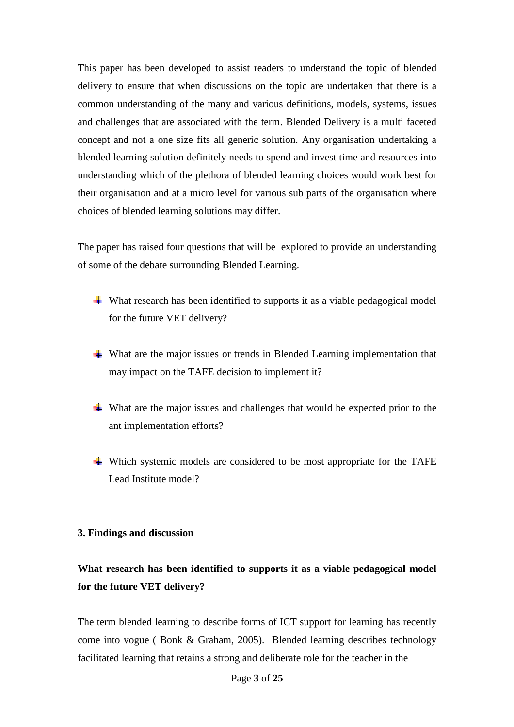This paper has been developed to assist readers to understand the topic of blended delivery to ensure that when discussions on the topic are undertaken that there is a common understanding of the many and various definitions, models, systems, issues and challenges that are associated with the term. Blended Delivery is a multi faceted concept and not a one size fits all generic solution. Any organisation undertaking a blended learning solution definitely needs to spend and invest time and resources into understanding which of the plethora of blended learning choices would work best for their organisation and at a micro level for various sub parts of the organisation where choices of blended learning solutions may differ.

The paper has raised four questions that will be explored to provide an understanding of some of the debate surrounding Blended Learning.

- What research has been identified to supports it as a viable pedagogical model for the future VET delivery?
- What are the major issues or trends in Blended Learning implementation that may impact on the TAFE decision to implement it?
- What are the major issues and challenges that would be expected prior to the ant implementation efforts?
- Which systemic models are considered to be most appropriate for the TAFE Lead Institute model?

**3. Findings and discussion**

**What research has been identified to supports it as a viable pedagogical model for the future VET delivery?**

The term blended learning to describe forms of ICT support for learning has recently come into vogue ( Bonk & Graham, 2005). Blended learning describes technology facilitated learning that retains a strong and deliberate role for the teacher in the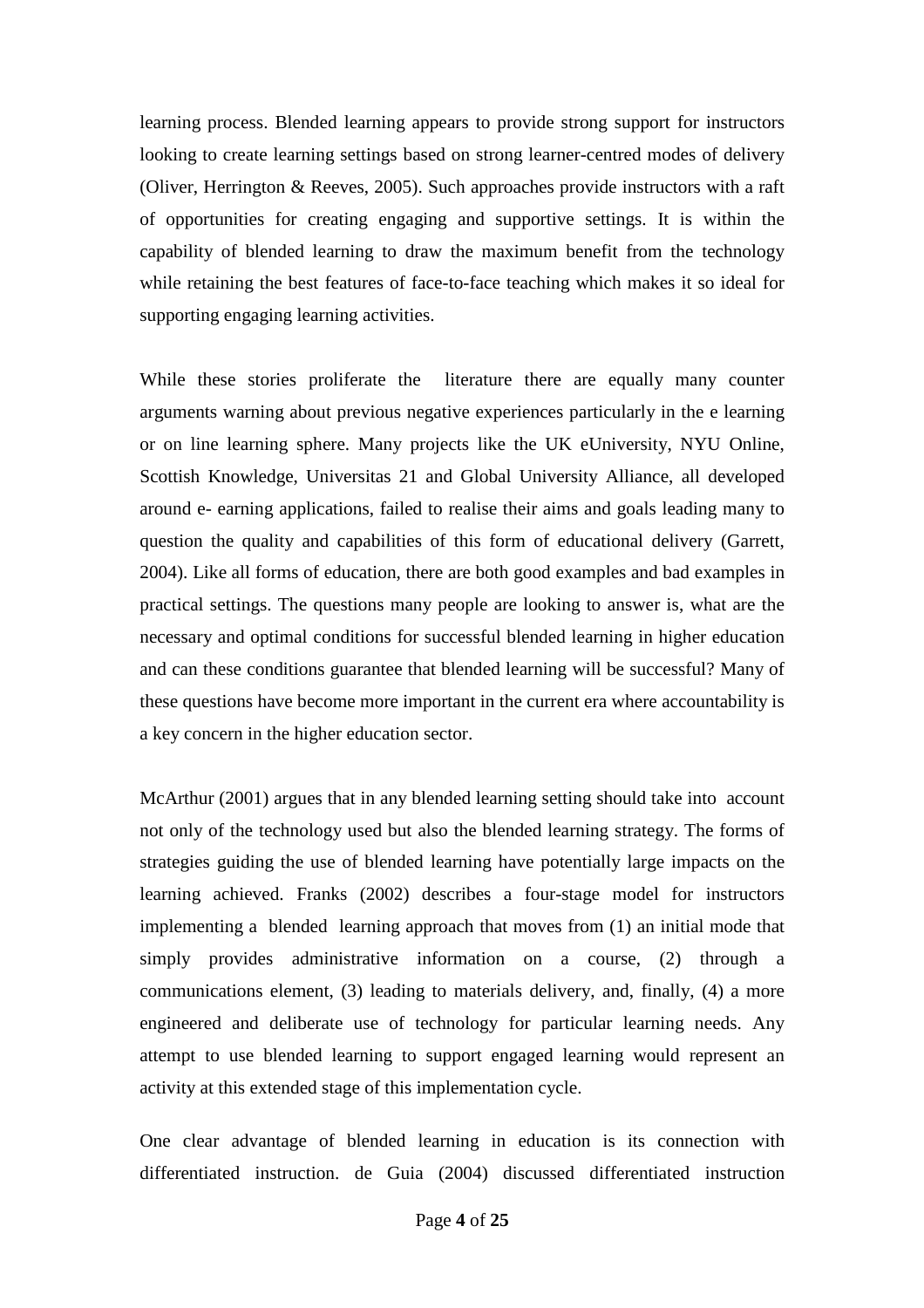learning process. Blended learning appears to provide strong support for instructors looking to create learning settings based on strong learner-centred modes of delivery (Oliver, Herrington & Reeves, 2005). Such approaches provide instructors with a raft of opportunities for creating engaging and supportive settings. It is within the capability of blended learning to draw the maximum benefit from the technology while retaining the best features of face-to-face teaching which makes it so ideal for supporting engaging learning activities.

While these stories proliferate the literature there are equally many counter arguments warning about previous negative experiences particularly in the e learning or on line learning sphere. Many projects like the UK eUniversity, NYU Online, Scottish Knowledge, Universitas 21 and Global University Alliance, all developed around e- earning applications, failed to realise their aims and goals leading many to question the quality and capabilities of this form of educational delivery (Garrett, 2004). Like all forms of education, there are both good examples and bad examples in practical settings. The questions many people are looking to answer is, what are the necessary and optimal conditions for successful blended learning in higher education and can these conditions guarantee that blended learning will be successful? Many of these questions have become more important in the current era where accountability is a key concern in the higher education sector.

McArthur (2001) argues that in any blended learning setting should take into account not only of the technology used but also the blended learning strategy. The forms of strategies guiding the use of blended learning have potentially large impacts on the learning achieved. Franks (2002) describes a four-stage model for instructors implementing a blended learning approach that moves from (1) an initial mode that simply provides administrative information on a course, (2) through a communications element, (3) leading to materials delivery, and, finally, (4) a more engineered and deliberate use of technology for particular learning needs. Any attempt to use blended learning to support engaged learning would represent an activity at this extended stage of this implementation cycle.

One clear advantage of blended learning in education is its connection with differentiated instruction. de Guia (2004) discussed differentiated instruction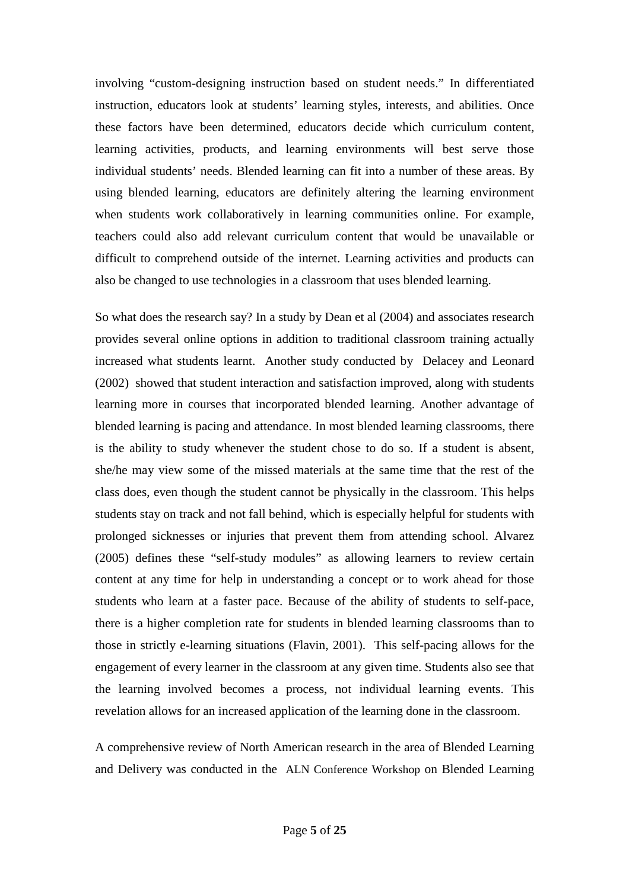involving "custom-designing instruction based on student needs." In differentiated instruction, educators look at students' learning styles, interests, and abilities. Once these factors have been determined, educators decide which curriculum content, learning activities, products, and learning environments will best serve those individual students' needs. Blended learning can fit into a number of these areas. By using blended learning, educators are definitely altering the learning environment when students work collaboratively in learning communities online. For example, teachers could also add relevant curriculum content that would be unavailable or difficult to comprehend outside of the internet. Learning activities and products can also be changed to use technologies in a classroom that uses blended learning.

So what does the research say? In a study by Dean et al (2004) and associates research provides several online options in addition to traditional classroom training actually increased what students learnt. Another study conducted by Delacey and Leonard (2002) showed that student interaction and satisfaction improved, along with students learning more in courses that incorporated blended learning. Another advantage of blended learning is pacing and attendance. In most blended learning classrooms, there is the ability to study whenever the student chose to do so. If a student is absent, she/he may view some of the missed materials at the same time that the rest of the class does, even though the student cannot be physically in the classroom. This helps students stay on track and not fall behind, which is especially helpful for students with prolonged sicknesses or injuries that prevent them from attending school. Alvarez (2005) defines these "self-study modules" as allowing learners to review certain content at any time for help in understanding a concept or to work ahead for those students who learn at a faster pace. Because of the ability of students to self-pace, there is a higher completion rate for students in blended learning classrooms than to those in strictly e-learning situations (Flavin, 2001). This self-pacing allows for the engagement of every learner in the classroom at any given time. Students also see that the learning involved becomes a process, not individual learning events. This revelation allows for an increased application of the learning done in the classroom.

A comprehensive review of North American research in the area of Blended Learning and Delivery was conducted in the ALN Conference Workshop on Blended Learning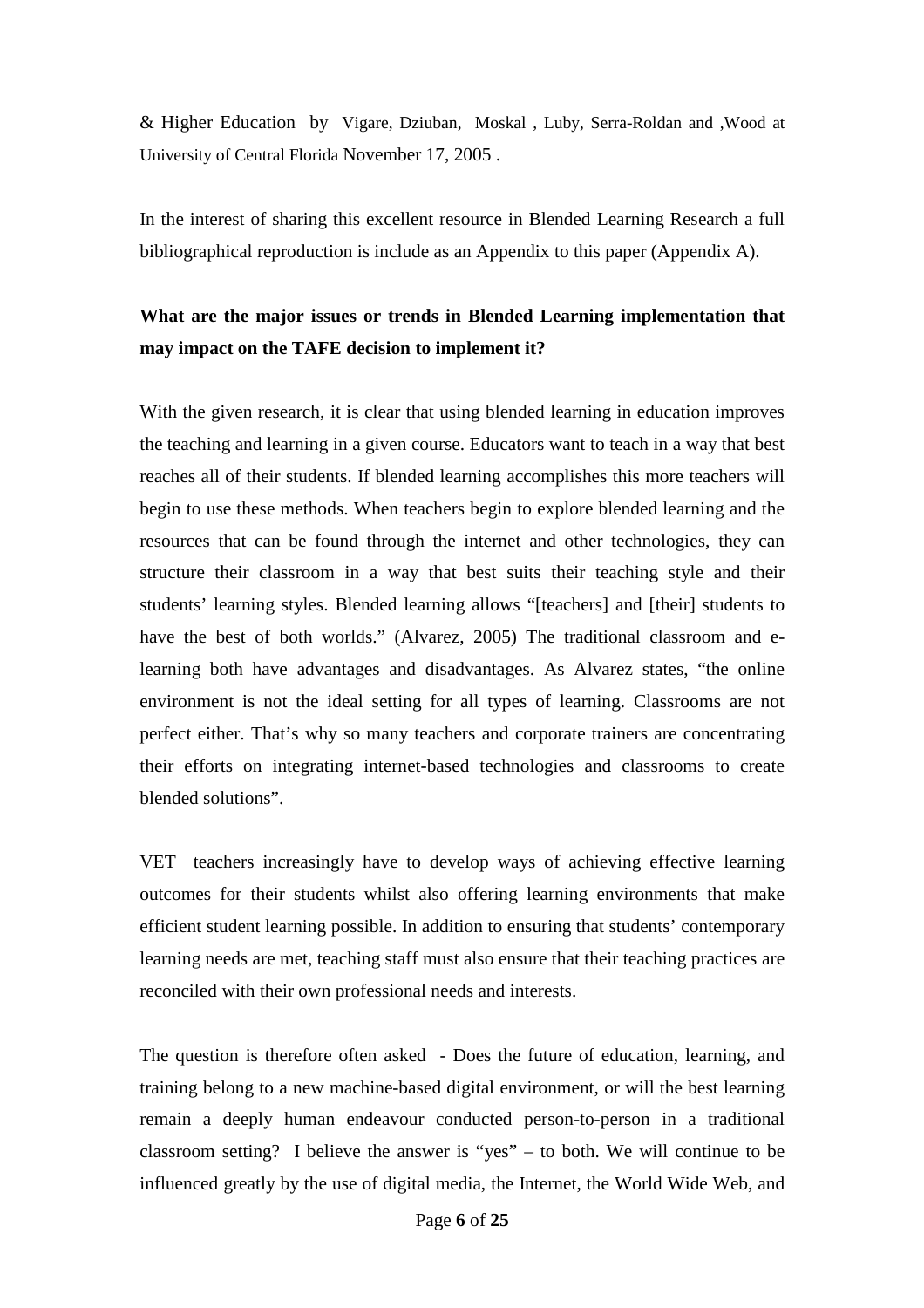& Higher Education by Vigare, Dziuban, Moskal , Luby, Serra-Roldan and ,Wood at University of Central Florida November 17, 2005 .

In the interest of sharing this excellent resource in Blended Learning Research a full bibliographical reproduction is include as an Appendix to this paper (Appendix A).

**What are the major issues or trends in Blended Learning implementation that may impact on the TAFE decision to implement it?**

With the given research, it is clear that using blended learning in education improves the teaching and learning in a given course. Educators want to teach in a way that best reaches all of their students. If blended learning accomplishes this more teachers will begin to use these methods. When teachers begin to explore blended learning and the resources that can be found through the internet and other technologies, they can structure their classroom in a way that best suits their teaching style and their students' learning styles. Blended learning allows "[teachers] and [their] students to have the best of both worlds." (Alvarez, 2005) The traditional classroom and e-learning both have advantages and disadvantages. As Alvarez states, "the online environment is not the ideal setting for all types of learning. Classrooms are not perfect either. That's why so many teachers and corporate trainers are concentrating their efforts on integrating internet-based technologies and classrooms to create blended solutions".

VET teachers increasingly have to develop ways of achieving effective learning outcomes for their students whilst also offering learning environments that make efficient student learning possible. In addition to ensuring that students' contemporary learning needs are met, teaching staff must also ensure that their teaching practices are reconciled with their own professional needs and interests.

The question is therefore often asked - Does the future of education, learning, and training belong to a new machine-based digital environment, or will the best learning remain a deeply human endeavour conducted person-to-person in a traditional classroom setting? I believe the answer is "yes" – to both. We will continue to be influenced greatly by the use of digital media, the Internet, the World Wide Web, and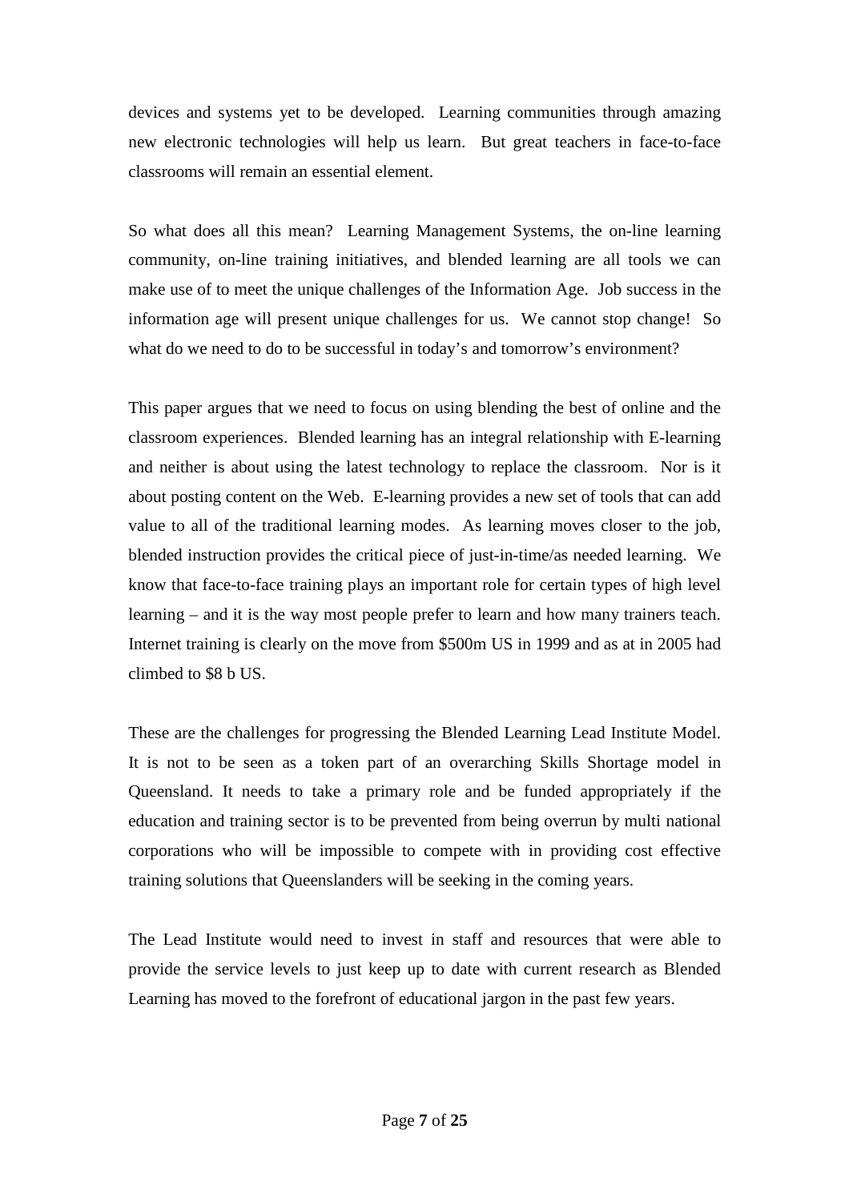devices and systems yet to be developed. Learning communities through amazing new electronic technologies will help us learn. But great teachers in face-to-face classrooms will remain an essential element.

So what does all this mean? Learning Management Systems, the on-line learning community, on-line training initiatives, and blended learning are all tools we can make use of to meet the unique challenges of the Information Age. Job success in the information age will present unique challenges for us. We cannot stop change! So what do we need to do to be successful in today's and tomorrow's environment?

This paper argues that we need to focus on using blending the best of online and the classroom experiences. Blended learning has an integral relationship with E-learning and neither is about using the latest technology to replace the classroom. Nor is it about posting content on the Web. E-learning provides a new set of tools that can add value to all of the traditional learning modes. As learning moves closer to the job, blended instruction provides the critical piece of just-in-time/as needed learning. We know that face-to-face training plays an important role for certain types of high level learning – and it is the way most people prefer to learn and how many trainers teach. Internet training is clearly on the move from $500m US in 1999 and as at in 2005 had climbed to $8 b US.

These are the challenges for progressing the Blended Learning Lead Institute Model. It is not to be seen as a token part of an overarching Skills Shortage model in Queensland. It needs to take a primary role and be funded appropriately if the education and training sector is to be prevented from being overrun by multi national corporations who will be impossible to compete with in providing cost effective training solutions that Queenslanders will be seeking in the coming years.

The Lead Institute would need to invest in staff and resources that were able to provide the service levels to just keep up to date with current research as Blended Learning has moved to the forefront of educational jargon in the past few years.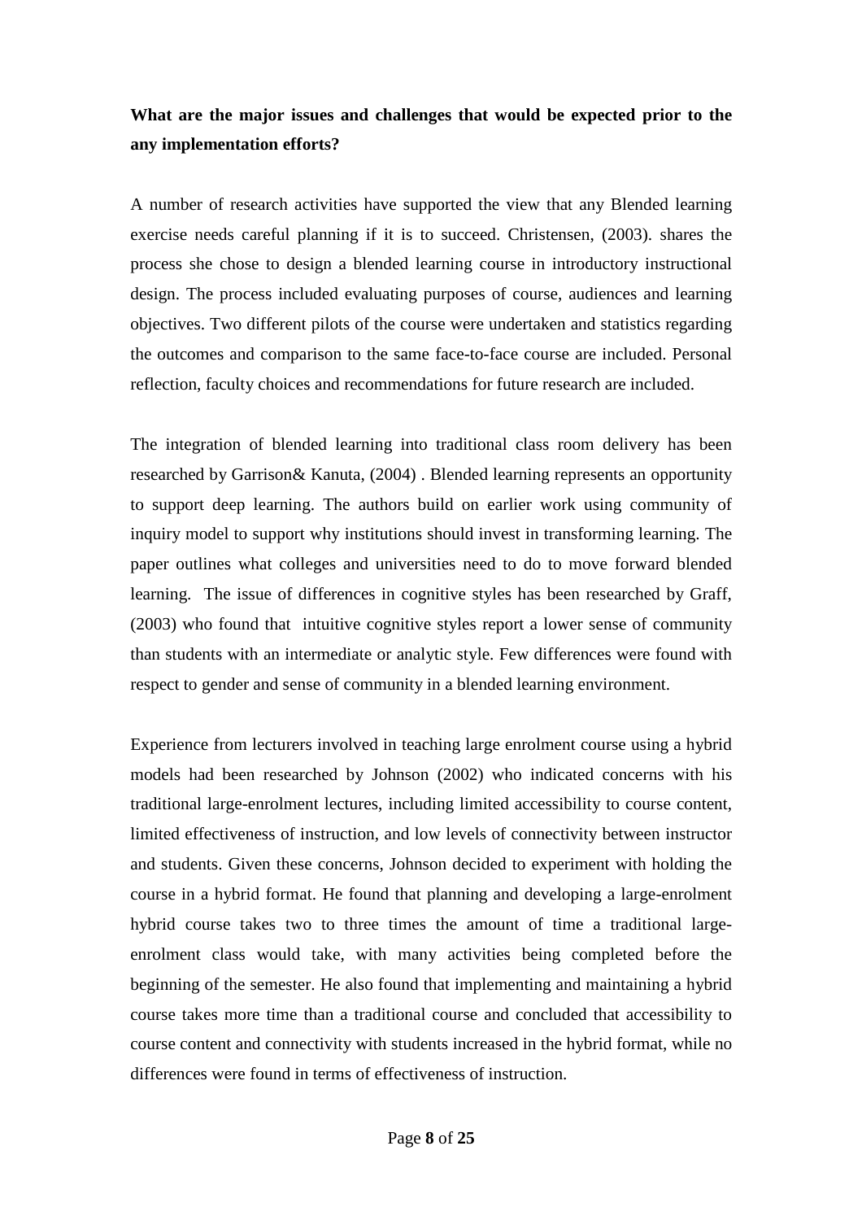**What are the major issues and challenges that would be expected prior to the any implementation efforts?**

A number of research activities have supported the view that any Blended learning exercise needs careful planning if it is to succeed. Christensen, (2003). shares the process she chose to design a blended learning course in introductory instructional design. The process included evaluating purposes of course, audiences and learning objectives. Two different pilots of the course were undertaken and statistics regarding the outcomes and comparison to the same face-to-face course are included. Personal reflection, faculty choices and recommendations for future research are included.

The integration of blended learning into traditional class room delivery has been researched by Garrison& Kanuta, (2004) . Blended learning represents an opportunity to support deep learning. The authors build on earlier work using community of inquiry model to support why institutions should invest in transforming learning. The paper outlines what colleges and universities need to do to move forward blended learning. The issue of differences in cognitive styles has been researched by Graff, (2003) who found that intuitive cognitive styles report a lower sense of community than students with an intermediate or analytic style. Few differences were found with respect to gender and sense of community in a blended learning environment.

Experience from lecturers involved in teaching large enrolment course using a hybrid models had been researched by Johnson (2002) who indicated concerns with his traditional large-enrolment lectures, including limited accessibility to course content, limited effectiveness of instruction, and low levels of connectivity between instructor and students. Given these concerns, Johnson decided to experiment with holding the course in a hybrid format. He found that planning and developing a large-enrolment hybrid course takes two to three times the amount of time a traditional large-enrolment class would take, with many activities being completed before the beginning of the semester. He also found that implementing and maintaining a hybrid course takes more time than a traditional course and concluded that accessibility to course content and connectivity with students increased in the hybrid format, while no differences were found in terms of effectiveness of instruction.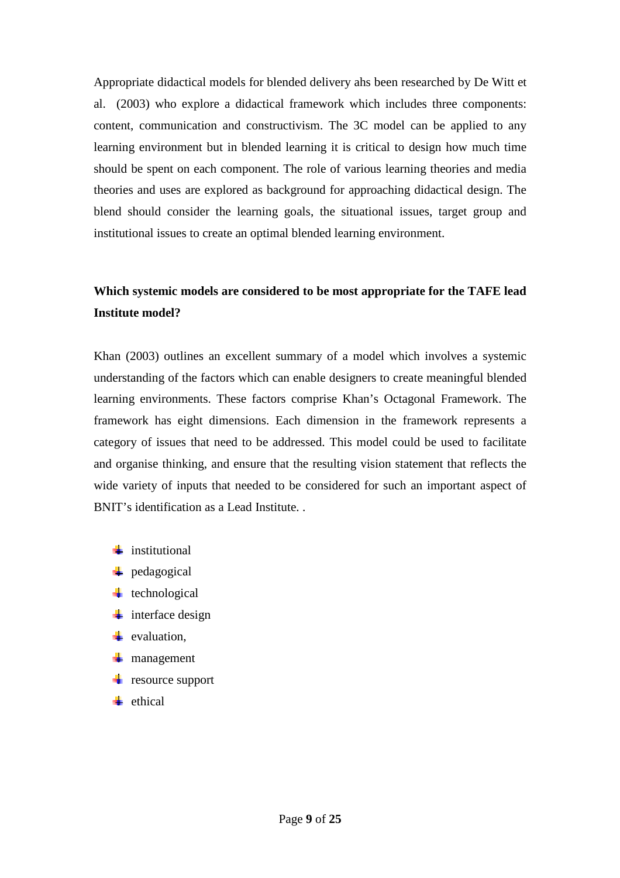Appropriate didactical models for blended delivery ahs been researched by De Witt et al. (2003) who explore a didactical framework which includes three components: content, communication and constructivism. The 3C model can be applied to any learning environment but in blended learning it is critical to design how much time should be spent on each component. The role of various learning theories and media theories and uses are explored as background for approaching didactical design. The blend should consider the learning goals, the situational issues, target group and institutional issues to create an optimal blended learning environment.

**Which systemic models are considered to be most appropriate for the TAFE lead Institute model?**

Khan (2003) outlines an excellent summary of a model which involves a systemic understanding of the factors which can enable designers to create meaningful blended learning environments. These factors comprise Khan's Octagonal Framework. The framework has eight dimensions. Each dimension in the framework represents a category of issues that need to be addressed. This model could be used to facilitate and organise thinking, and ensure that the resulting vision statement that reflects the wide variety of inputs that needed to be considered for such an important aspect of BNIT's identification as a Lead Institute. .

- institutional
- pedagogical
- technological
- interface design
- evaluation,
- management
- resource support
- ethical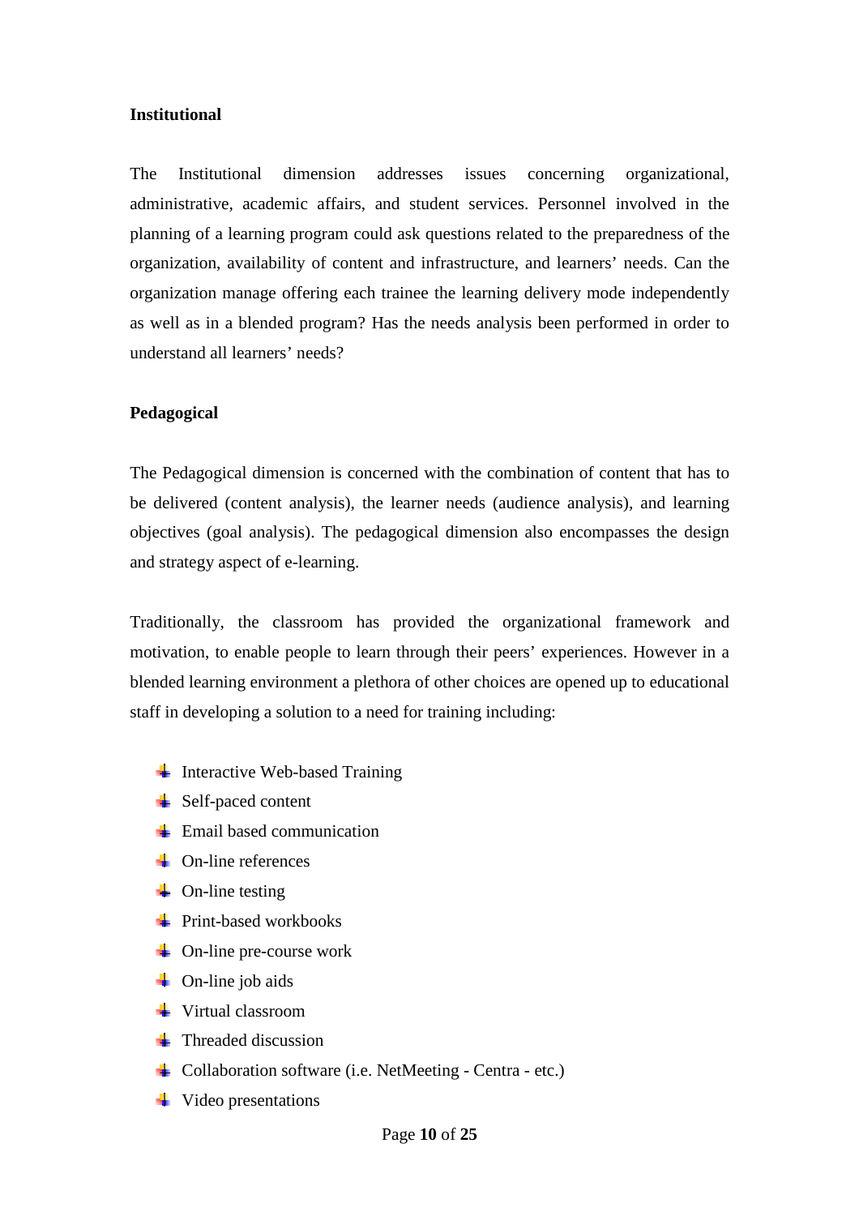**Institutional**

The Institutional dimension addresses issues concerning organizational, administrative, academic affairs, and student services. Personnel involved in the planning of a learning program could ask questions related to the preparedness of the organization, availability of content and infrastructure, and learners' needs. Can the organization manage offering each trainee the learning delivery mode independently as well as in a blended program? Has the needs analysis been performed in order to understand all learners' needs?

**Pedagogical**

The Pedagogical dimension is concerned with the combination of content that has to be delivered (content analysis), the learner needs (audience analysis), and learning objectives (goal analysis). The pedagogical dimension also encompasses the design and strategy aspect of e-learning.

Traditionally, the classroom has provided the organizational framework and motivation, to enable people to learn through their peers' experiences. However in a blended learning environment a plethora of other choices are opened up to educational staff in developing a solution to a need for training including:

- Interactive Web-based Training
- Self-paced content
- Email based communication
- On-line references
- On-line testing
- Print-based workbooks
- On-line pre-course work
- On-line job aids
- Virtual classroom
- Threaded discussion
- Collaboration software (i.e. NetMeeting - Centra - etc.)
- Video presentations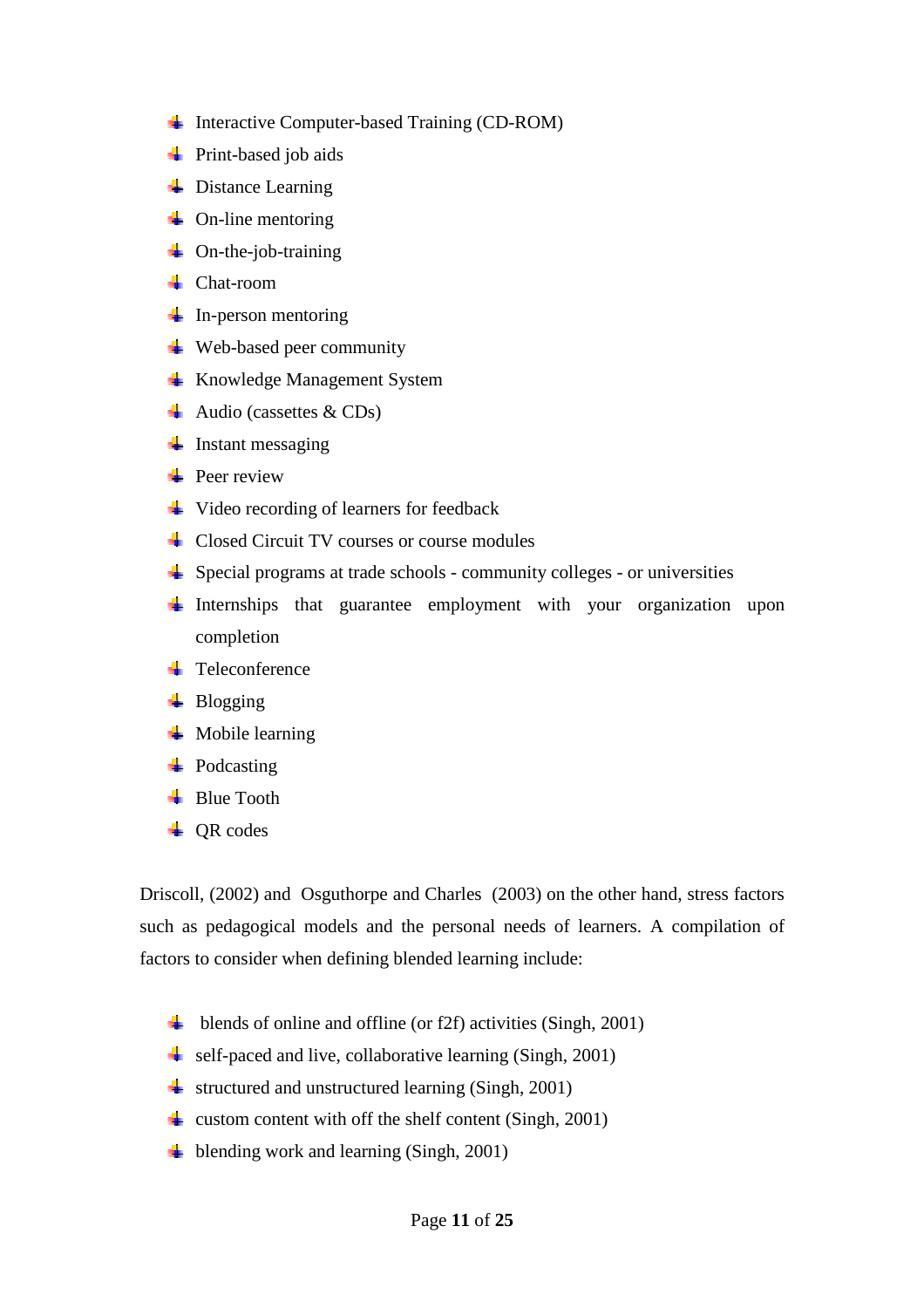- Interactive Computer-based Training (CD-ROM)
- Print-based job aids
- Distance Learning
- On-line mentoring
- On-the-job-training
- Chat-room
- In-person mentoring
- Web-based peer community
- Knowledge Management System
- Audio (cassettes & CDs)
- Instant messaging
- Peer review
- Video recording of learners for feedback
- Closed Circuit TV courses or course modules
- Special programs at trade schools - community colleges - or universities
- Internships that guarantee employment with your organization upon completion
- Teleconference
- Blogging
- Mobile learning
- Podcasting
- Blue Tooth
- QR codes

Driscoll, (2002) and Osguthorpe and Charles (2003) on the other hand, stress factors such as pedagogical models and the personal needs of learners. A compilation of factors to consider when defining blended learning include:

- blends of online and offline (or f2f) activities (Singh, 2001)
- self-paced and live, collaborative learning (Singh, 2001)
- structured and unstructured learning (Singh, 2001)
- custom content with off the shelf content (Singh, 2001)
- blending work and learning (Singh, 2001)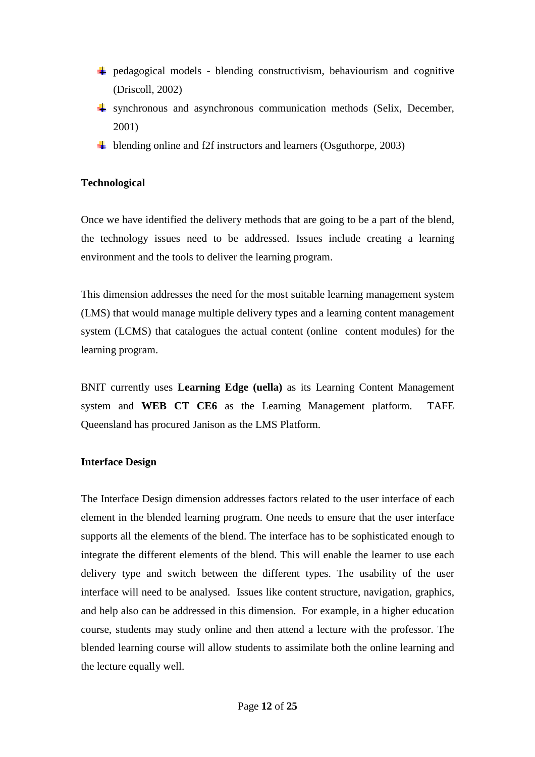- pedagogical models - blending constructivism, behaviourism and cognitive (Driscoll, 2002)
- synchronous and asynchronous communication methods (Selix, December, 2001)
- blending online and f2f instructors and learners (Osguthorpe, 2003)

**Technological**

Once we have identified the delivery methods that are going to be a part of the blend, the technology issues need to be addressed. Issues include creating a learning environment and the tools to deliver the learning program.

This dimension addresses the need for the most suitable learning management system (LMS) that would manage multiple delivery types and a learning content management system (LCMS) that catalogues the actual content (online content modules) for the learning program.

BNIT currently uses **Learning Edge (uella)** as its Learning Content Management system and **WEB CT CE6** as the Learning Management platform. TAFE Queensland has procured Janison as the LMS Platform.

**Interface Design**

The Interface Design dimension addresses factors related to the user interface of each element in the blended learning program. One needs to ensure that the user interface supports all the elements of the blend. The interface has to be sophisticated enough to integrate the different elements of the blend. This will enable the learner to use each delivery type and switch between the different types. The usability of the user interface will need to be analysed. Issues like content structure, navigation, graphics, and help also can be addressed in this dimension. For example, in a higher education course, students may study online and then attend a lecture with the professor. The blended learning course will allow students to assimilate both the online learning and the lecture equally well.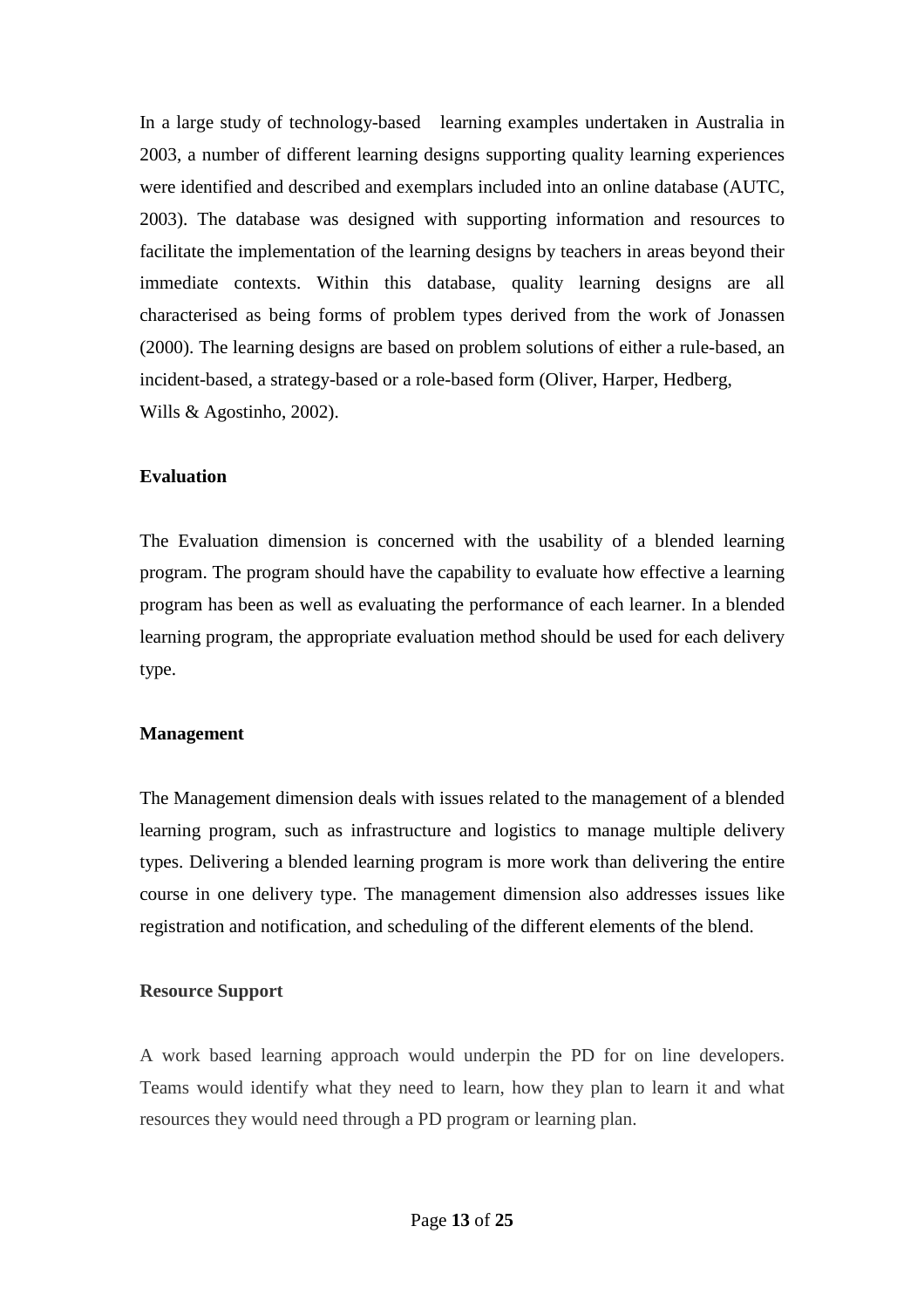In a large study of technology-based learning examples undertaken in Australia in 2003, a number of different learning designs supporting quality learning experiences were identified and described and exemplars included into an online database (AUTC, 2003). The database was designed with supporting information and resources to facilitate the implementation of the learning designs by teachers in areas beyond their immediate contexts. Within this database, quality learning designs are all characterised as being forms of problem types derived from the work of Jonassen (2000). The learning designs are based on problem solutions of either a rule-based, an incident-based, a strategy-based or a role-based form (Oliver, Harper, Hedberg, Wills & Agostinho, 2002).

**Evaluation**

The Evaluation dimension is concerned with the usability of a blended learning program. The program should have the capability to evaluate how effective a learning program has been as well as evaluating the performance of each learner. In a blended learning program, the appropriate evaluation method should be used for each delivery type.

**Management**

The Management dimension deals with issues related to the management of a blended learning program, such as infrastructure and logistics to manage multiple delivery types. Delivering a blended learning program is more work than delivering the entire course in one delivery type. The management dimension also addresses issues like registration and notification, and scheduling of the different elements of the blend.

**Resource Support**

A work based learning approach would underpin the PD for on line developers. Teams would identify what they need to learn, how they plan to learn it and what resources they would need through a PD program or learning plan.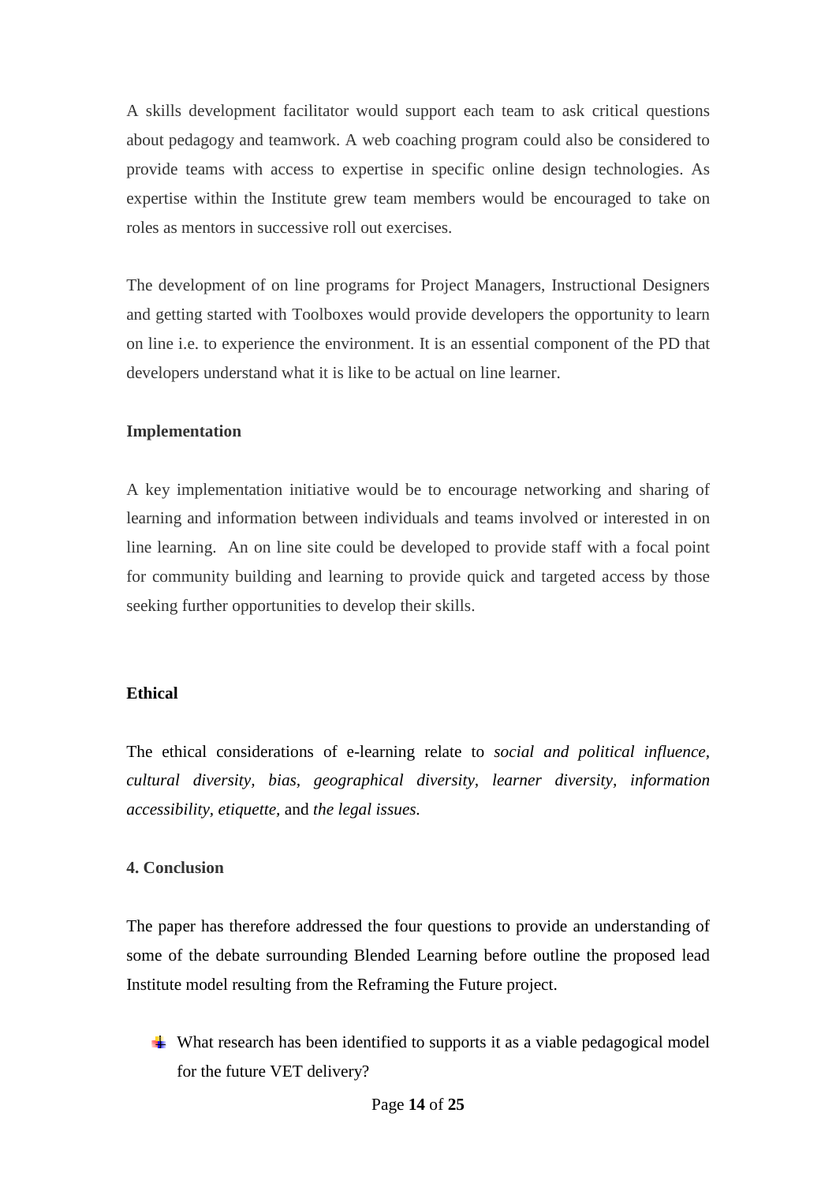A skills development facilitator would support each team to ask critical questions about pedagogy and teamwork. A web coaching program could also be considered to provide teams with access to expertise in specific online design technologies. As expertise within the Institute grew team members would be encouraged to take on roles as mentors in successive roll out exercises.

The development of on line programs for Project Managers, Instructional Designers and getting started with Toolboxes would provide developers the opportunity to learn on line i.e. to experience the environment. It is an essential component of the PD that developers understand what it is like to be actual on line learner.

**Implementation**

A key implementation initiative would be to encourage networking and sharing of learning and information between individuals and teams involved or interested in on line learning. An on line site could be developed to provide staff with a focal point for community building and learning to provide quick and targeted access by those seeking further opportunities to develop their skills.

**Ethical**

The ethical considerations of e-learning relate to *social and political influence*, *cultural diversity*, *bias*, *geographical diversity*, *learner diversity*, *information accessibility*, *etiquette*, and *the legal issues.*

**4. Conclusion**

The paper has therefore addressed the four questions to provide an understanding of some of the debate surrounding Blended Learning before outline the proposed lead Institute model resulting from the Reframing the Future project.

- What research has been identified to supports it as a viable pedagogical model for the future VET delivery?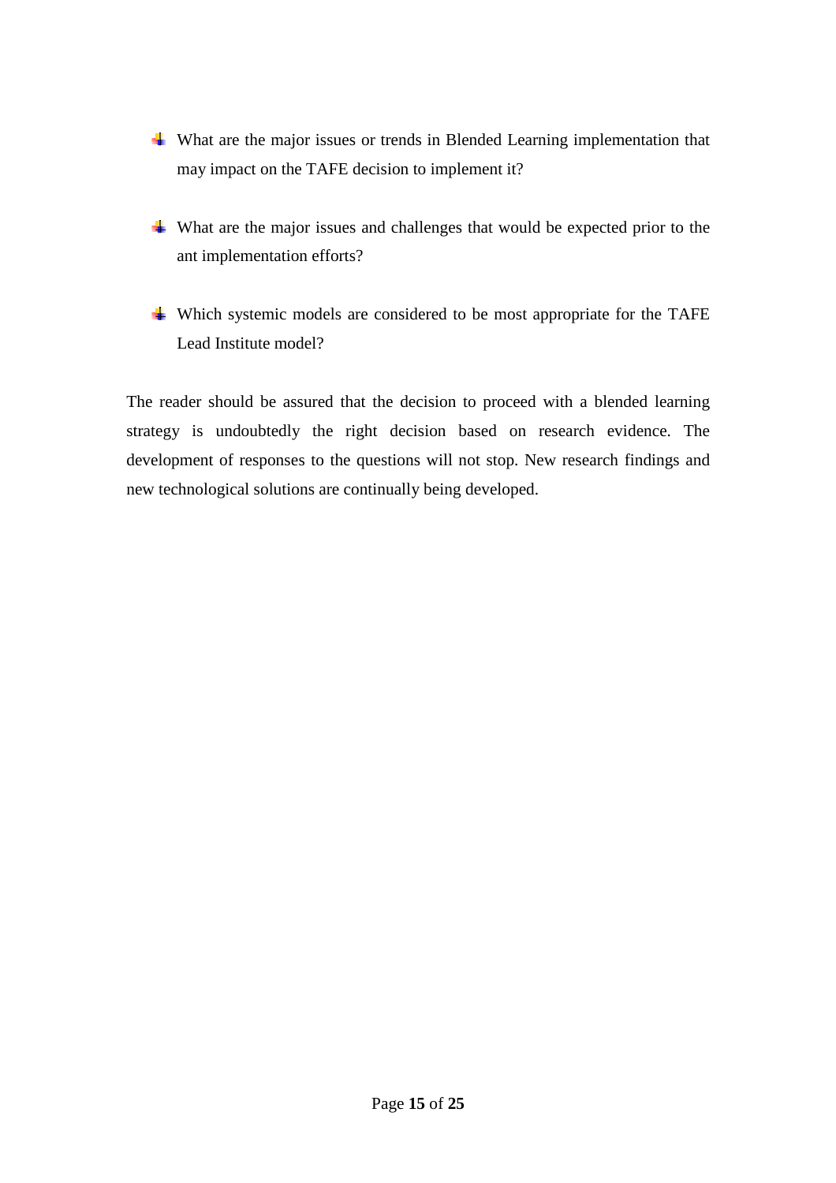- What are the major issues or trends in Blended Learning implementation that may impact on the TAFE decision to implement it?

- What are the major issues and challenges that would be expected prior to the ant implementation efforts?

- Which systemic models are considered to be most appropriate for the TAFE Lead Institute model?

The reader should be assured that the decision to proceed with a blended learning strategy is undoubtedly the right decision based on research evidence. The development of responses to the questions will not stop. New research findings and new technological solutions are continually being developed.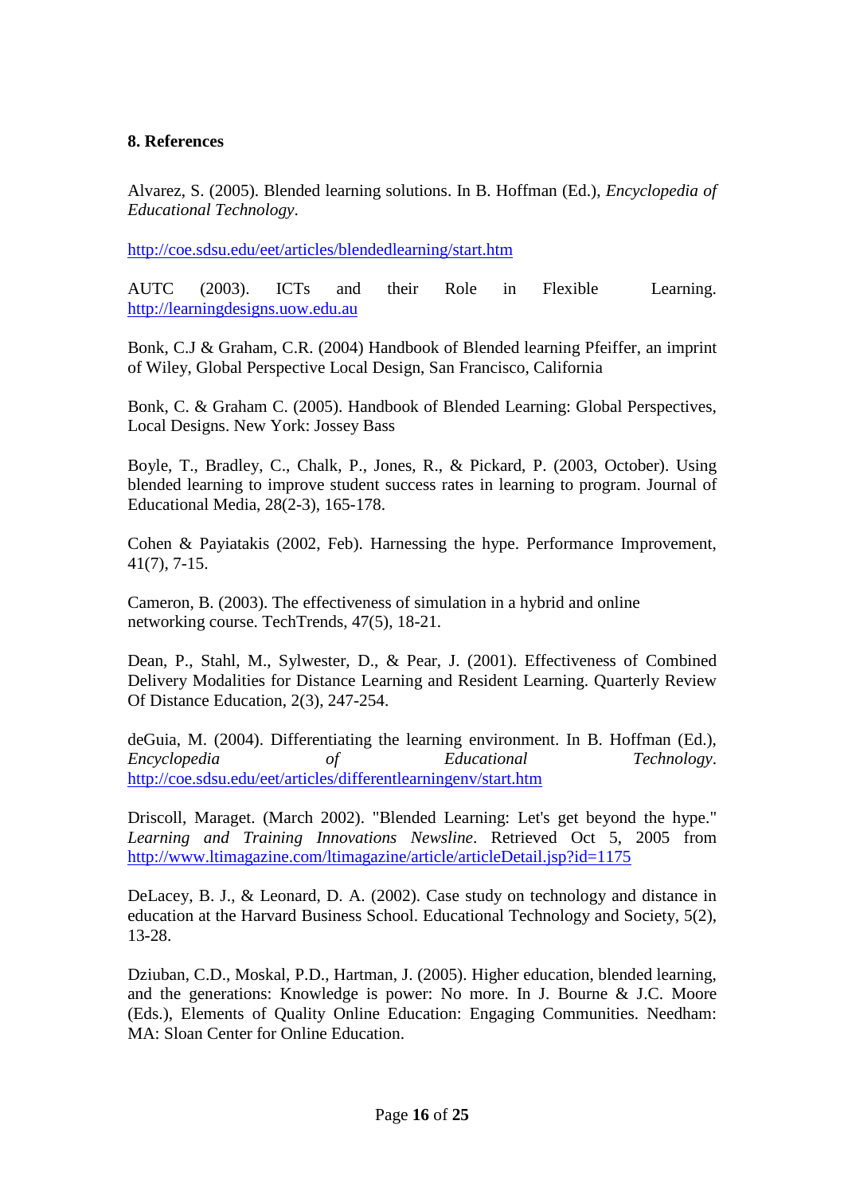## 8. References

Alvarez, S. (2005). Blended learning solutions. In B. Hoffman (Ed.), *Encyclopedia of Educational Technology*.

http://coe.sdsu.edu/eet/articles/blendedlearning/start.htm

AUTC (2003). ICTs and their Role in Flexible Learning. http://learningdesigns.uow.edu.au

Bonk, C.J & Graham, C.R. (2004) Handbook of Blended learning Pfeiffer, an imprint of Wiley, Global Perspective Local Design, San Francisco, California

Bonk, C. & Graham C. (2005). Handbook of Blended Learning: Global Perspectives, Local Designs. New York: Jossey Bass

Boyle, T., Bradley, C., Chalk, P., Jones, R., & Pickard, P. (2003, October). Using blended learning to improve student success rates in learning to program. Journal of Educational Media, 28(2-3), 165-178.

Cohen & Payiatakis (2002, Feb). Harnessing the hype. Performance Improvement, 41(7), 7-15.

Cameron, B. (2003). The effectiveness of simulation in a hybrid and online networking course. TechTrends, 47(5), 18-21.

Dean, P., Stahl, M., Sylwester, D., & Pear, J. (2001). Effectiveness of Combined Delivery Modalities for Distance Learning and Resident Learning. Quarterly Review Of Distance Education, 2(3), 247-254.

deGuia, M. (2004). Differentiating the learning environment. In B. Hoffman (Ed.), *Encyclopedia of Educational Technology*. http://coe.sdsu.edu/eet/articles/differentlearningenv/start.htm

Driscoll, Maraget. (March 2002). "Blended Learning: Let's get beyond the hype." *Learning and Training Innovations Newsline*. Retrieved Oct 5, 2005 from http://www.ltimagazine.com/ltimagazine/article/articleDetail.jsp?id=1175

DeLacey, B. J., & Leonard, D. A. (2002). Case study on technology and distance in education at the Harvard Business School. Educational Technology and Society, 5(2), 13-28.

Dziuban, C.D., Moskal, P.D., Hartman, J. (2005). Higher education, blended learning, and the generations: Knowledge is power: No more. In J. Bourne & J.C. Moore (Eds.), Elements of Quality Online Education: Engaging Communities. Needham: MA: Sloan Center for Online Education.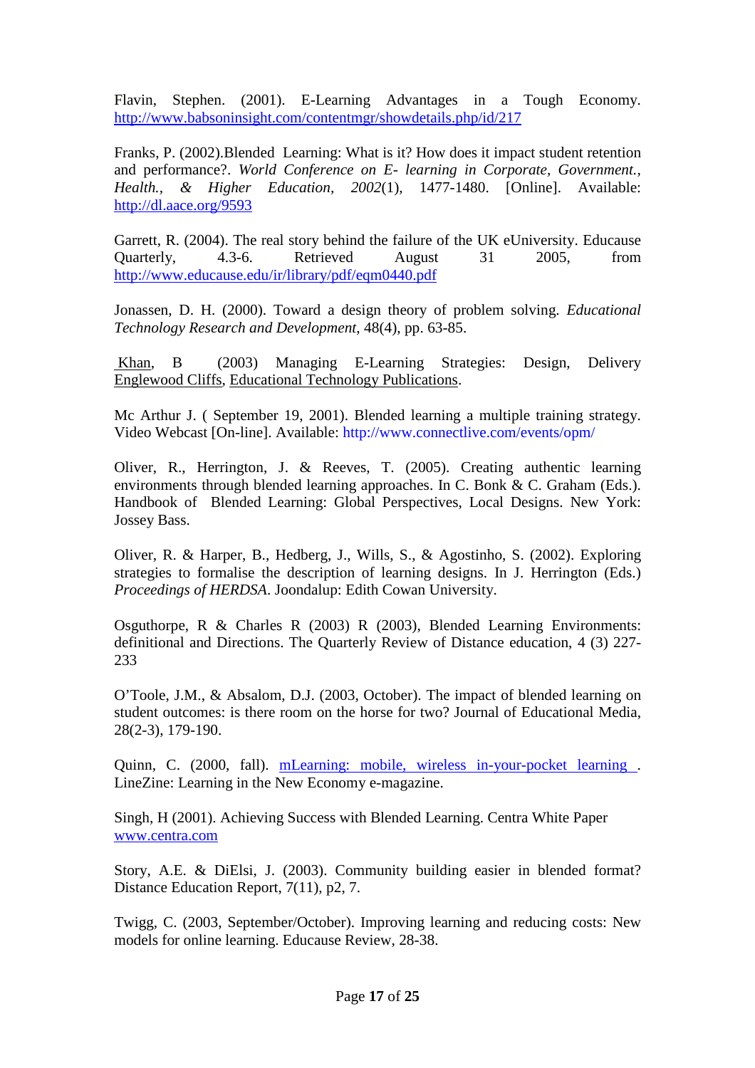Flavin, Stephen. (2001). E-Learning Advantages in a Tough Economy. http://www.babsoninsight.com/contentmgr/showdetails.php/id/217

Franks, P. (2002).Blended Learning: What is it? How does it impact student retention and performance?. *World Conference on E- learning in Corporate, Government., Health., & Higher Education, 2002*(1), 1477-1480. [Online]. Available: http://dl.aace.org/9593

Garrett, R. (2004). The real story behind the failure of the UK eUniversity. Educause Quarterly, 4.3-6. Retrieved August 31 2005, from http://www.educause.edu/ir/library/pdf/eqm0440.pdf

Jonassen, D. H. (2000). Toward a design theory of problem solving. *Educational Technology Research and Development*, 48(4), pp. 63-85.

Khan, B (2003) Managing E-Learning Strategies: Design, Delivery Englewood Cliffs, Educational Technology Publications.

Mc Arthur J. ( September 19, 2001). Blended learning a multiple training strategy. Video Webcast [On-line]. Available: http://www.connectlive.com/events/opm/

Oliver, R., Herrington, J. & Reeves, T. (2005). Creating authentic learning environments through blended learning approaches. In C. Bonk & C. Graham (Eds.). Handbook of Blended Learning: Global Perspectives, Local Designs. New York: Jossey Bass.

Oliver, R. & Harper, B., Hedberg, J., Wills, S., & Agostinho, S. (2002). Exploring strategies to formalise the description of learning designs. In J. Herrington (Eds.) *Proceedings of HERDSA*. Joondalup: Edith Cowan University.

Osguthorpe, R & Charles R (2003) R (2003), Blended Learning Environments: definitional and Directions. The Quarterly Review of Distance education, 4 (3) 227-233

O'Toole, J.M., & Absalom, D.J. (2003, October). The impact of blended learning on student outcomes: is there room on the horse for two? Journal of Educational Media, 28(2-3), 179-190.

Quinn, C. (2000, fall). mLearning: mobile, wireless in-your-pocket learning . LineZine: Learning in the New Economy e-magazine.

Singh, H (2001). Achieving Success with Blended Learning. Centra White Paper www.centra.com

Story, A.E. & DiElsi, J. (2003). Community building easier in blended format? Distance Education Report, 7(11), p2, 7.

Twigg, C. (2003, September/October). Improving learning and reducing costs: New models for online learning. Educause Review, 28-38.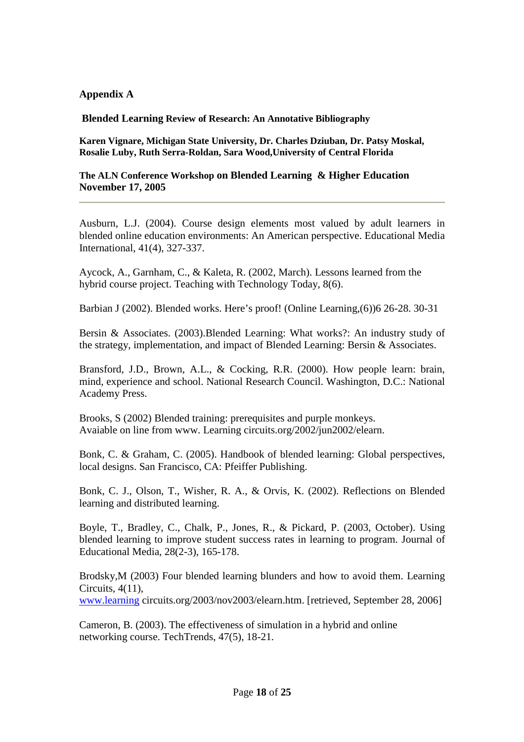## Appendix A

**Blended Learning Review of Research: An Annotative Bibliography**

**Karen Vignare, Michigan State University, Dr. Charles Dziuban, Dr. Patsy Moskal, Rosalie Luby, Ruth Serra-Roldan, Sara Wood,University of Central Florida**

**The ALN Conference Workshop on Blended Learning & Higher Education November 17, 2005**

---

Ausburn, L.J. (2004). Course design elements most valued by adult learners in blended online education environments: An American perspective. Educational Media International, 41(4), 327-337.

Aycock, A., Garnham, C., & Kaleta, R. (2002, March). Lessons learned from the hybrid course project. Teaching with Technology Today, 8(6).

Barbian J (2002). Blended works. Here's proof! (Online Learning,(6))6 26-28. 30-31

Bersin & Associates. (2003).Blended Learning: What works?: An industry study of the strategy, implementation, and impact of Blended Learning: Bersin & Associates.

Bransford, J.D., Brown, A.L., & Cocking, R.R. (2000). How people learn: brain, mind, experience and school. National Research Council. Washington, D.C.: National Academy Press.

Brooks, S (2002) Blended training: prerequisites and purple monkeys. Avaiable on line from www. Learning circuits.org/2002/jun2002/elearn.

Bonk, C. & Graham, C. (2005). Handbook of blended learning: Global perspectives, local designs. San Francisco, CA: Pfeiffer Publishing.

Bonk, C. J., Olson, T., Wisher, R. A., & Orvis, K. (2002). Reflections on Blended learning and distributed learning.

Boyle, T., Bradley, C., Chalk, P., Jones, R., & Pickard, P. (2003, October). Using blended learning to improve student success rates in learning to program. Journal of Educational Media, 28(2-3), 165-178.

Brodsky,M (2003) Four blended learning blunders and how to avoid them. Learning Circuits, 4(11), www.learning circuits.org/2003/nov2003/elearn.htm. [retrieved, September 28, 2006]

Cameron, B. (2003). The effectiveness of simulation in a hybrid and online networking course. TechTrends, 47(5), 18-21.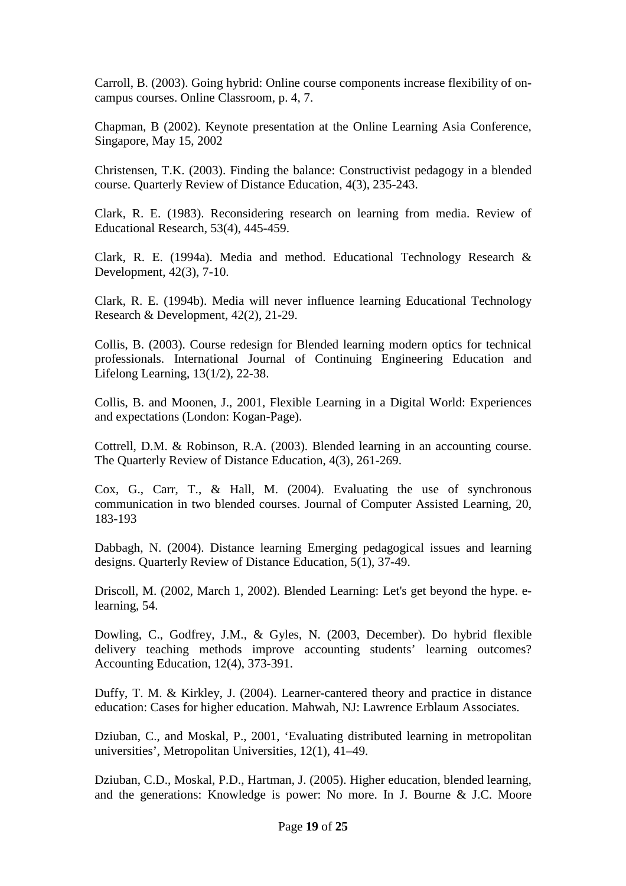Carroll, B. (2003). Going hybrid: Online course components increase flexibility of on-campus courses. Online Classroom, p. 4, 7.

Chapman, B (2002). Keynote presentation at the Online Learning Asia Conference, Singapore, May 15, 2002

Christensen, T.K. (2003). Finding the balance: Constructivist pedagogy in a blended course. Quarterly Review of Distance Education, 4(3), 235-243.

Clark, R. E. (1983). Reconsidering research on learning from media. Review of Educational Research, 53(4), 445-459.

Clark, R. E. (1994a). Media and method. Educational Technology Research & Development, 42(3), 7-10.

Clark, R. E. (1994b). Media will never influence learning Educational Technology Research & Development, 42(2), 21-29.

Collis, B. (2003). Course redesign for Blended learning modern optics for technical professionals. International Journal of Continuing Engineering Education and Lifelong Learning, 13(1/2), 22-38.

Collis, B. and Moonen, J., 2001, Flexible Learning in a Digital World: Experiences and expectations (London: Kogan-Page).

Cottrell, D.M. & Robinson, R.A. (2003). Blended learning in an accounting course. The Quarterly Review of Distance Education, 4(3), 261-269.

Cox, G., Carr, T., & Hall, M. (2004). Evaluating the use of synchronous communication in two blended courses. Journal of Computer Assisted Learning, 20, 183-193

Dabbagh, N. (2004). Distance learning Emerging pedagogical issues and learning designs. Quarterly Review of Distance Education, 5(1), 37-49.

Driscoll, M. (2002, March 1, 2002). Blended Learning: Let's get beyond the hype. e-learning, 54.

Dowling, C., Godfrey, J.M., & Gyles, N. (2003, December). Do hybrid flexible delivery teaching methods improve accounting students' learning outcomes? Accounting Education, 12(4), 373-391.

Duffy, T. M. & Kirkley, J. (2004). Learner-cantered theory and practice in distance education: Cases for higher education. Mahwah, NJ: Lawrence Erblaum Associates.

Dziuban, C., and Moskal, P., 2001, 'Evaluating distributed learning in metropolitan universities', Metropolitan Universities, 12(1), 41–49.

Dziuban, C.D., Moskal, P.D., Hartman, J. (2005). Higher education, blended learning, and the generations: Knowledge is power: No more. In J. Bourne & J.C. Moore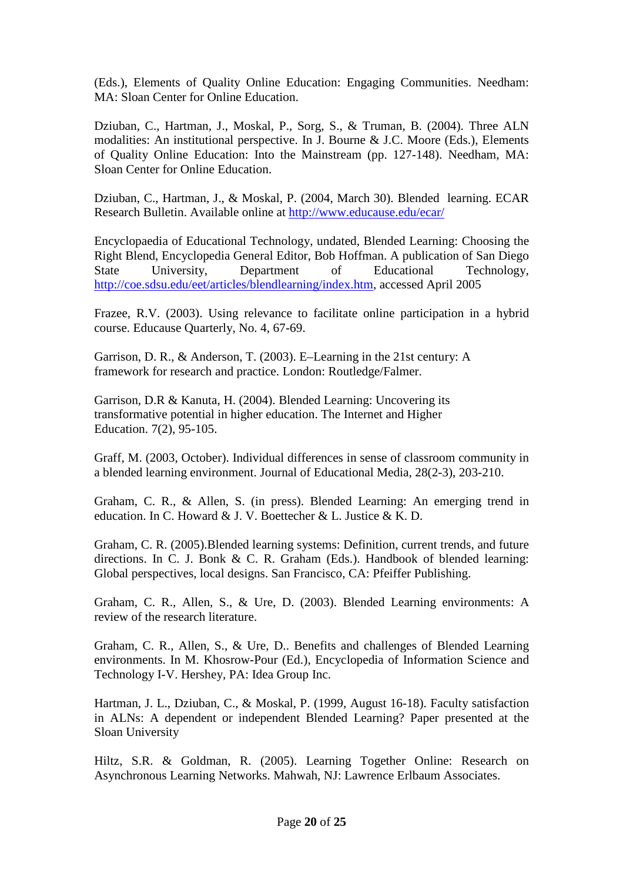(Eds.), Elements of Quality Online Education: Engaging Communities. Needham: MA: Sloan Center for Online Education.

Dziuban, C., Hartman, J., Moskal, P., Sorg, S., & Truman, B. (2004). Three ALN modalities: An institutional perspective. In J. Bourne & J.C. Moore (Eds.), Elements of Quality Online Education: Into the Mainstream (pp. 127-148). Needham, MA: Sloan Center for Online Education.

Dziuban, C., Hartman, J., & Moskal, P. (2004, March 30). Blended learning. ECAR Research Bulletin. Available online at http://www.educause.edu/ecar/

Encyclopaedia of Educational Technology, undated, Blended Learning: Choosing the Right Blend, Encyclopedia General Editor, Bob Hoffman. A publication of San Diego State University, Department of Educational Technology, http://coe.sdsu.edu/eet/articles/blendlearning/index.htm, accessed April 2005

Frazee, R.V. (2003). Using relevance to facilitate online participation in a hybrid course. Educause Quarterly, No. 4, 67-69.

Garrison, D. R., & Anderson, T. (2003). E–Learning in the 21st century: A framework for research and practice. London: Routledge/Falmer.

Garrison, D.R & Kanuta, H. (2004). Blended Learning: Uncovering its transformative potential in higher education. The Internet and Higher Education. 7(2), 95-105.

Graff, M. (2003, October). Individual differences in sense of classroom community in a blended learning environment. Journal of Educational Media, 28(2-3), 203-210.

Graham, C. R., & Allen, S. (in press). Blended Learning: An emerging trend in education. In C. Howard & J. V. Boettecher & L. Justice & K. D.

Graham, C. R. (2005).Blended learning systems: Definition, current trends, and future directions. In C. J. Bonk & C. R. Graham (Eds.). Handbook of blended learning: Global perspectives, local designs. San Francisco, CA: Pfeiffer Publishing.

Graham, C. R., Allen, S., & Ure, D. (2003). Blended Learning environments: A review of the research literature.

Graham, C. R., Allen, S., & Ure, D.. Benefits and challenges of Blended Learning environments. In M. Khosrow-Pour (Ed.), Encyclopedia of Information Science and Technology I-V. Hershey, PA: Idea Group Inc.

Hartman, J. L., Dziuban, C., & Moskal, P. (1999, August 16-18). Faculty satisfaction in ALNs: A dependent or independent Blended Learning? Paper presented at the Sloan University

Hiltz, S.R. & Goldman, R. (2005). Learning Together Online: Research on Asynchronous Learning Networks. Mahwah, NJ: Lawrence Erlbaum Associates.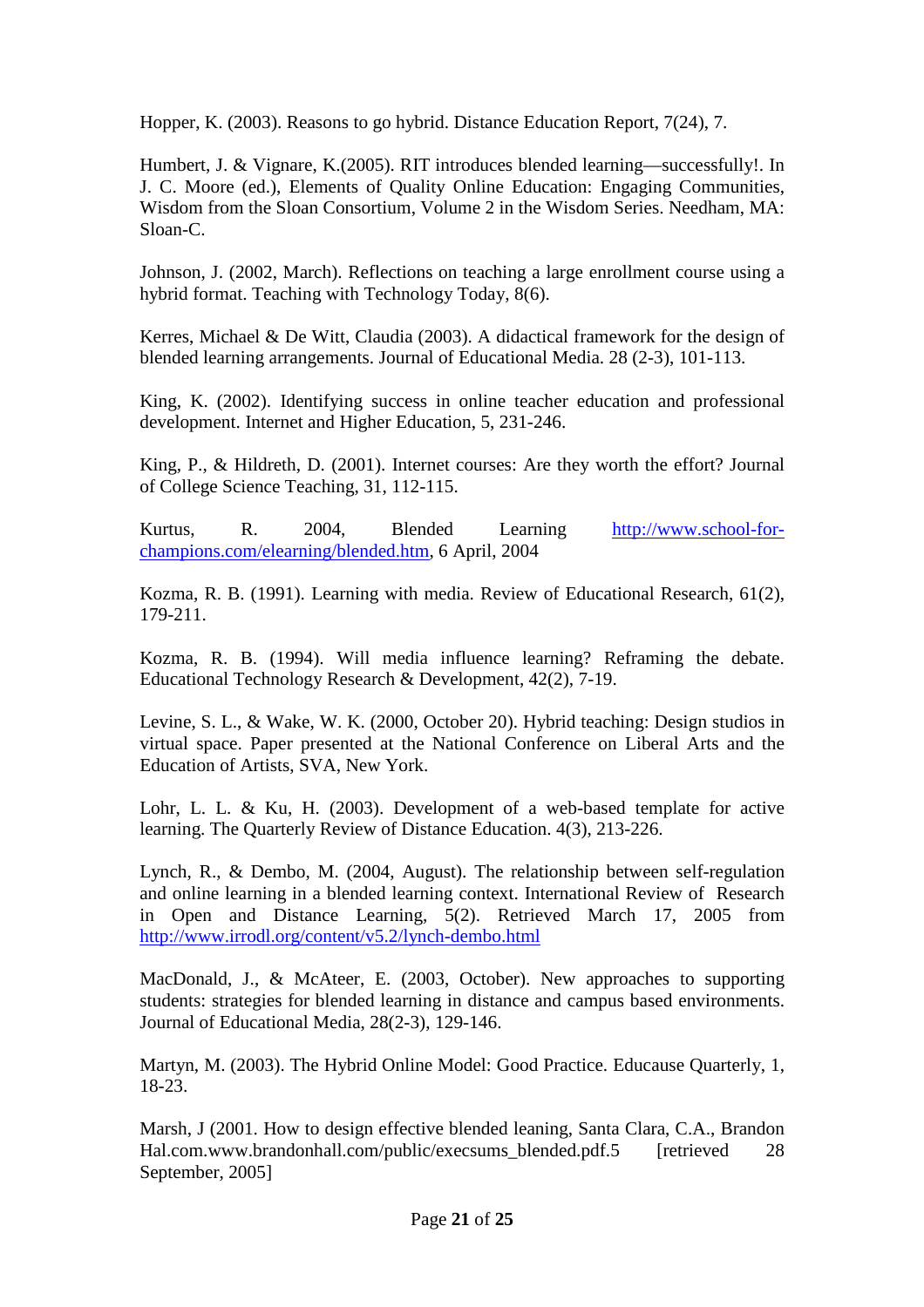Hopper, K. (2003). Reasons to go hybrid. Distance Education Report, 7(24), 7.

Humbert, J. & Vignare, K.(2005). RIT introduces blended learning—successfully!. In J. C. Moore (ed.), Elements of Quality Online Education: Engaging Communities, Wisdom from the Sloan Consortium, Volume 2 in the Wisdom Series. Needham, MA: Sloan-C.

Johnson, J. (2002, March). Reflections on teaching a large enrollment course using a hybrid format. Teaching with Technology Today, 8(6).

Kerres, Michael & De Witt, Claudia (2003). A didactical framework for the design of blended learning arrangements. Journal of Educational Media. 28 (2-3), 101-113.

King, K. (2002). Identifying success in online teacher education and professional development. Internet and Higher Education, 5, 231-246.

King, P., & Hildreth, D. (2001). Internet courses: Are they worth the effort? Journal of College Science Teaching, 31, 112-115.

Kurtus, R. 2004, Blended Learning http://www.school-for-champions.com/elearning/blended.htm, 6 April, 2004

Kozma, R. B. (1991). Learning with media. Review of Educational Research, 61(2), 179-211.

Kozma, R. B. (1994). Will media influence learning? Reframing the debate. Educational Technology Research & Development, 42(2), 7-19.

Levine, S. L., & Wake, W. K. (2000, October 20). Hybrid teaching: Design studios in virtual space. Paper presented at the National Conference on Liberal Arts and the Education of Artists, SVA, New York.

Lohr, L. L. & Ku, H. (2003). Development of a web-based template for active learning. The Quarterly Review of Distance Education. 4(3), 213-226.

Lynch, R., & Dembo, M. (2004, August). The relationship between self-regulation and online learning in a blended learning context. International Review of Research in Open and Distance Learning, 5(2). Retrieved March 17, 2005 from http://www.irrodl.org/content/v5.2/lynch-dembo.html

MacDonald, J., & McAteer, E. (2003, October). New approaches to supporting students: strategies for blended learning in distance and campus based environments. Journal of Educational Media, 28(2-3), 129-146.

Martyn, M. (2003). The Hybrid Online Model: Good Practice. Educause Quarterly, 1, 18-23.

Marsh, J (2001. How to design effective blended leaning, Santa Clara, C.A., Brandon Hal.com.www.brandonhall.com/public/execsums_blended.pdf.5 [retrieved 28 September, 2005]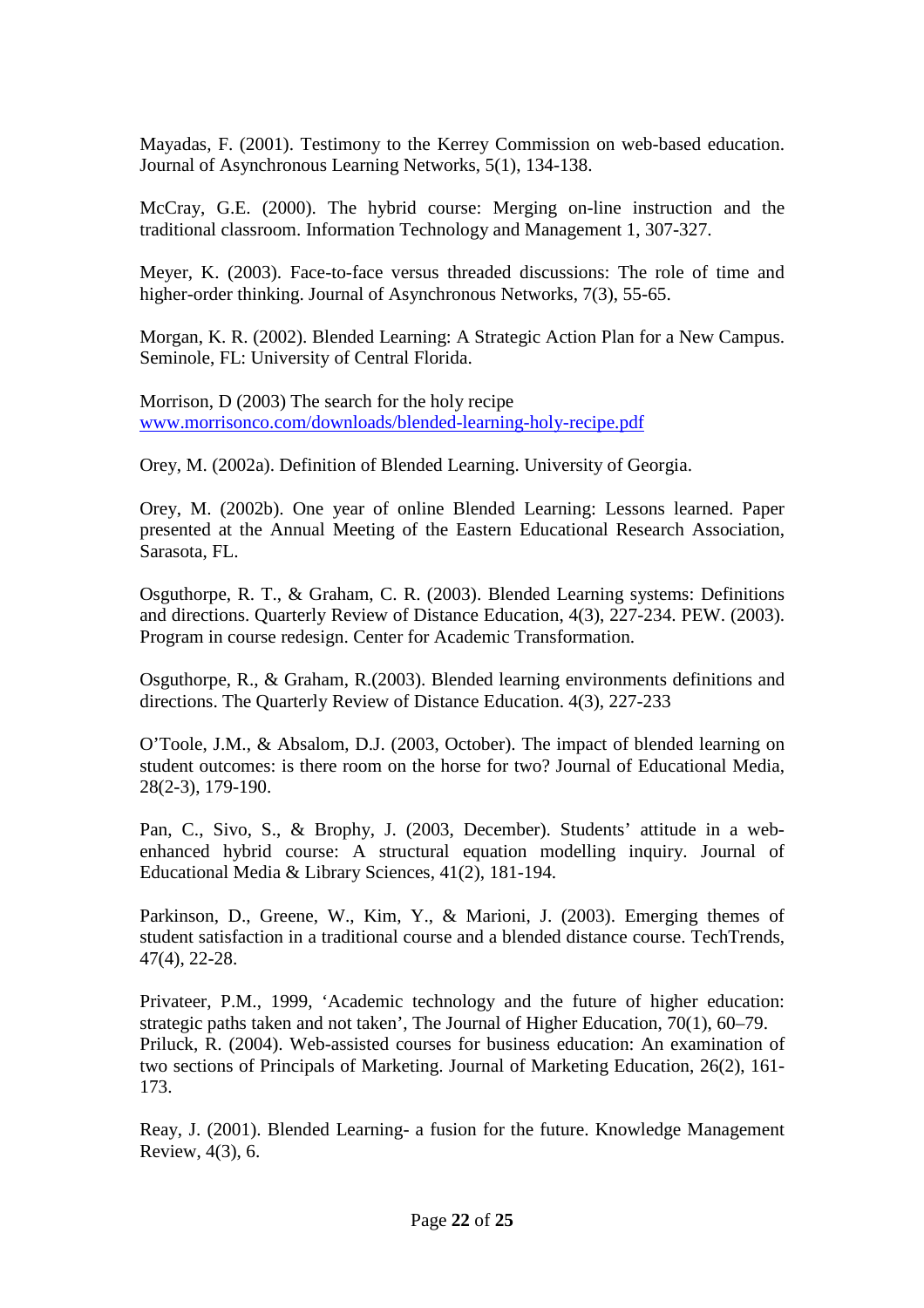Mayadas, F. (2001). Testimony to the Kerrey Commission on web-based education. Journal of Asynchronous Learning Networks, 5(1), 134-138.

McCray, G.E. (2000). The hybrid course: Merging on-line instruction and the traditional classroom. Information Technology and Management 1, 307-327.

Meyer, K. (2003). Face-to-face versus threaded discussions: The role of time and higher-order thinking. Journal of Asynchronous Networks, 7(3), 55-65.

Morgan, K. R. (2002). Blended Learning: A Strategic Action Plan for a New Campus. Seminole, FL: University of Central Florida.

Morrison, D (2003) The search for the holy recipe [www.morrisonco.com/downloads/blended-learning-holy-recipe.pdf](www.morrisonco.com/downloads/blended-learning-holy-recipe.pdf)

Orey, M. (2002a). Definition of Blended Learning. University of Georgia.

Orey, M. (2002b). One year of online Blended Learning: Lessons learned. Paper presented at the Annual Meeting of the Eastern Educational Research Association, Sarasota, FL.

Osguthorpe, R. T., & Graham, C. R. (2003). Blended Learning systems: Definitions and directions. Quarterly Review of Distance Education, 4(3), 227-234. PEW. (2003). Program in course redesign. Center for Academic Transformation.

Osguthorpe, R., & Graham, R.(2003). Blended learning environments definitions and directions. The Quarterly Review of Distance Education. 4(3), 227-233

O'Toole, J.M., & Absalom, D.J. (2003, October). The impact of blended learning on student outcomes: is there room on the horse for two? Journal of Educational Media, 28(2-3), 179-190.

Pan, C., Sivo, S., & Brophy, J. (2003, December). Students' attitude in a web-enhanced hybrid course: A structural equation modelling inquiry. Journal of Educational Media & Library Sciences, 41(2), 181-194.

Parkinson, D., Greene, W., Kim, Y., & Marioni, J. (2003). Emerging themes of student satisfaction in a traditional course and a blended distance course. TechTrends, 47(4), 22-28.

Privateer, P.M., 1999, 'Academic technology and the future of higher education: strategic paths taken and not taken', The Journal of Higher Education, 70(1), 60–79.
Priluck, R. (2004). Web-assisted courses for business education: An examination of two sections of Principals of Marketing. Journal of Marketing Education, 26(2), 161-173.

Reay, J. (2001). Blended Learning- a fusion for the future. Knowledge Management Review, 4(3), 6.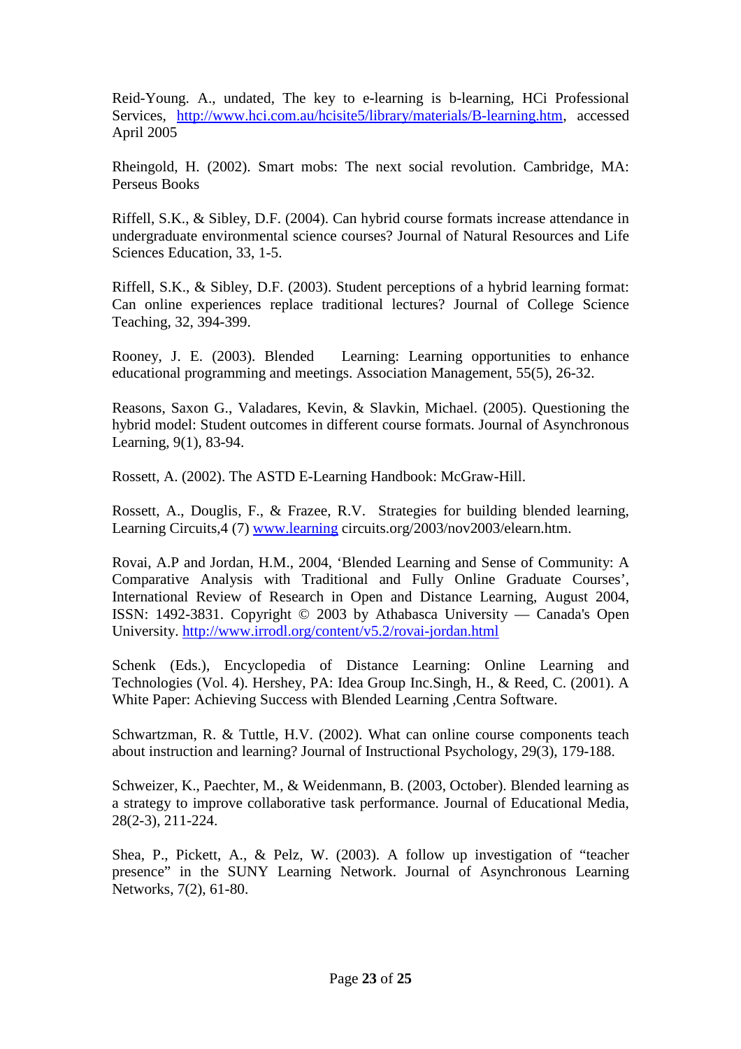Reid-Young. A., undated, The key to e-learning is b-learning, HCi Professional Services, http://www.hci.com.au/hcisite5/library/materials/B-learning.htm, accessed April 2005

Rheingold, H. (2002). Smart mobs: The next social revolution. Cambridge, MA: Perseus Books

Riffell, S.K., & Sibley, D.F. (2004). Can hybrid course formats increase attendance in undergraduate environmental science courses? Journal of Natural Resources and Life Sciences Education, 33, 1-5.

Riffell, S.K., & Sibley, D.F. (2003). Student perceptions of a hybrid learning format: Can online experiences replace traditional lectures? Journal of College Science Teaching, 32, 394-399.

Rooney, J. E. (2003). Blended Learning: Learning opportunities to enhance educational programming and meetings. Association Management, 55(5), 26-32.

Reasons, Saxon G., Valadares, Kevin, & Slavkin, Michael. (2005). Questioning the hybrid model: Student outcomes in different course formats. Journal of Asynchronous Learning, 9(1), 83-94.

Rossett, A. (2002). The ASTD E-Learning Handbook: McGraw-Hill.

Rossett, A., Douglis, F., & Frazee, R.V. Strategies for building blended learning, Learning Circuits,4 (7) www.learning circuits.org/2003/nov2003/elearn.htm.

Rovai, A.P and Jordan, H.M., 2004, 'Blended Learning and Sense of Community: A Comparative Analysis with Traditional and Fully Online Graduate Courses', International Review of Research in Open and Distance Learning, August 2004, ISSN: 1492-3831. Copyright © 2003 by Athabasca University — Canada's Open University. http://www.irrodl.org/content/v5.2/rovai-jordan.html

Schenk (Eds.), Encyclopedia of Distance Learning: Online Learning and Technologies (Vol. 4). Hershey, PA: Idea Group Inc.Singh, H., & Reed, C. (2001). A White Paper: Achieving Success with Blended Learning ,Centra Software.

Schwartzman, R. & Tuttle, H.V. (2002). What can online course components teach about instruction and learning? Journal of Instructional Psychology, 29(3), 179-188.

Schweizer, K., Paechter, M., & Weidenmann, B. (2003, October). Blended learning as a strategy to improve collaborative task performance. Journal of Educational Media, 28(2-3), 211-224.

Shea, P., Pickett, A., & Pelz, W. (2003). A follow up investigation of "teacher presence" in the SUNY Learning Network. Journal of Asynchronous Learning Networks, 7(2), 61-80.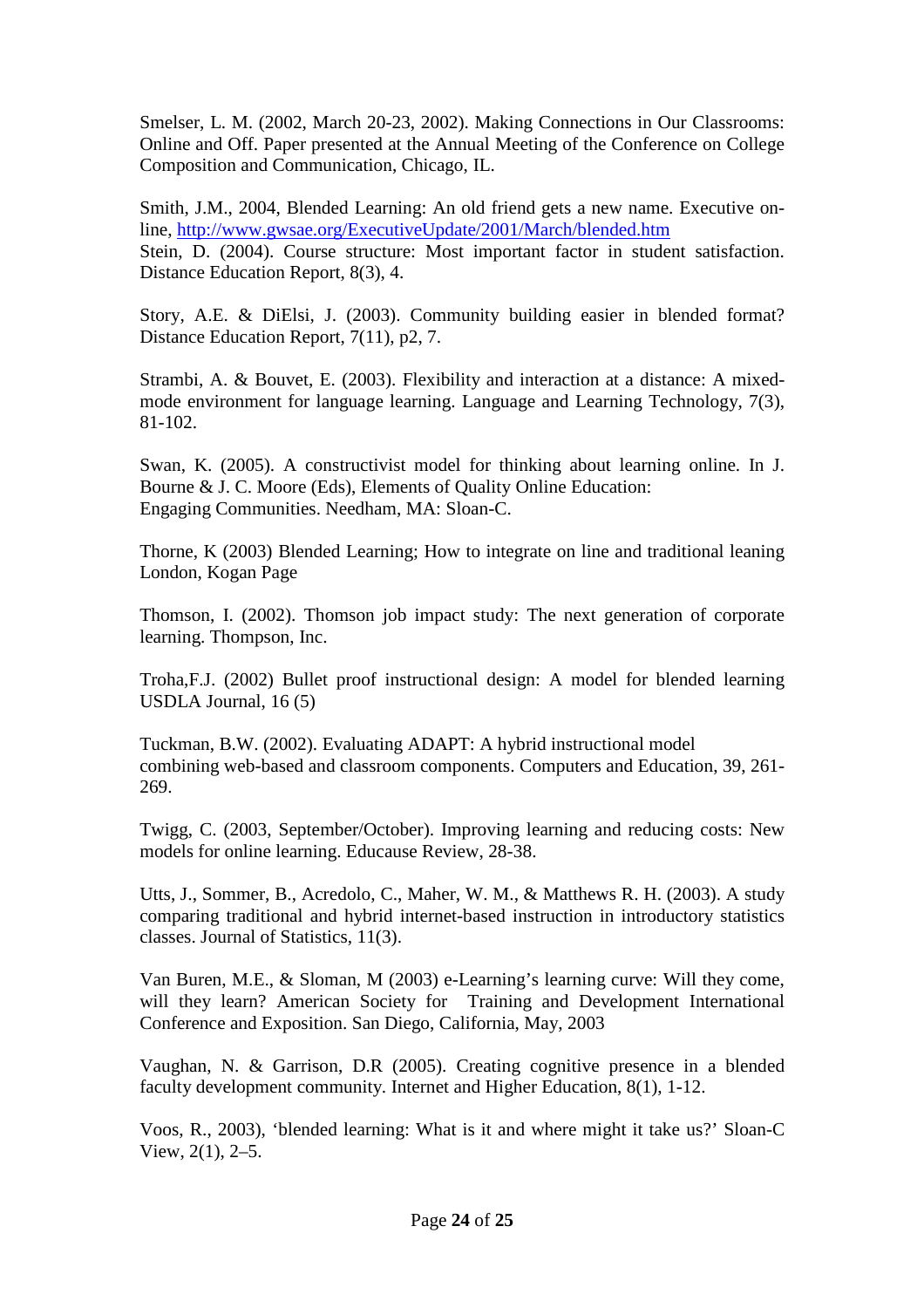Smelser, L. M. (2002, March 20-23, 2002). Making Connections in Our Classrooms: Online and Off. Paper presented at the Annual Meeting of the Conference on College Composition and Communication, Chicago, IL.

Smith, J.M., 2004, Blended Learning: An old friend gets a new name. Executive on-line, http://www.gwsae.org/ExecutiveUpdate/2001/March/blended.htm
Stein, D. (2004). Course structure: Most important factor in student satisfaction. Distance Education Report, 8(3), 4.

Story, A.E. & DiElsi, J. (2003). Community building easier in blended format? Distance Education Report, 7(11), p2, 7.

Strambi, A. & Bouvet, E. (2003). Flexibility and interaction at a distance: A mixed-mode environment for language learning. Language and Learning Technology, 7(3), 81-102.

Swan, K. (2005). A constructivist model for thinking about learning online. In J. Bourne & J. C. Moore (Eds), Elements of Quality Online Education: Engaging Communities. Needham, MA: Sloan-C.

Thorne, K (2003) Blended Learning; How to integrate on line and traditional leaning London, Kogan Page

Thomson, I. (2002). Thomson job impact study: The next generation of corporate learning. Thompson, Inc.

Troha,F.J. (2002) Bullet proof instructional design: A model for blended learning USDLA Journal, 16 (5)

Tuckman, B.W. (2002). Evaluating ADAPT: A hybrid instructional model combining web-based and classroom components. Computers and Education, 39, 261-269.

Twigg, C. (2003, September/October). Improving learning and reducing costs: New models for online learning. Educause Review, 28-38.

Utts, J., Sommer, B., Acredolo, C., Maher, W. M., & Matthews R. H. (2003). A study comparing traditional and hybrid internet-based instruction in introductory statistics classes. Journal of Statistics, 11(3).

Van Buren, M.E., & Sloman, M (2003) e-Learning's learning curve: Will they come, will they learn? American Society for Training and Development International Conference and Exposition. San Diego, California, May, 2003

Vaughan, N. & Garrison, D.R (2005). Creating cognitive presence in a blended faculty development community. Internet and Higher Education, 8(1), 1-12.

Voos, R., 2003), 'blended learning: What is it and where might it take us?' Sloan-C View, 2(1), 2–5.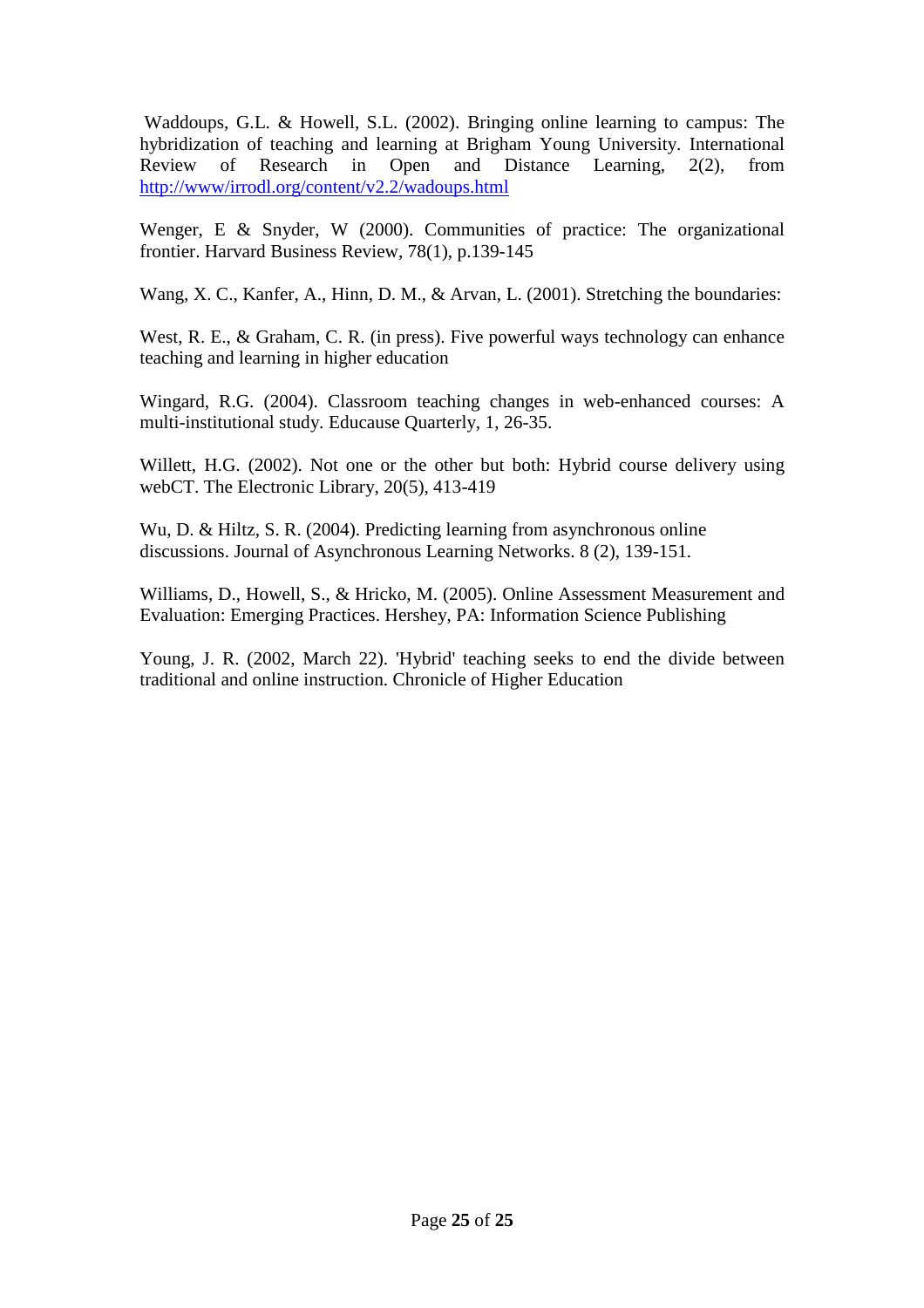Waddoups, G.L. & Howell, S.L. (2002). Bringing online learning to campus: The hybridization of teaching and learning at Brigham Young University. International Review of Research in Open and Distance Learning, 2(2), from http://www/irrodl.org/content/v2.2/wadoups.html

Wenger, E & Snyder, W (2000). Communities of practice: The organizational frontier. Harvard Business Review, 78(1), p.139-145

Wang, X. C., Kanfer, A., Hinn, D. M., & Arvan, L. (2001). Stretching the boundaries:

West, R. E., & Graham, C. R. (in press). Five powerful ways technology can enhance teaching and learning in higher education

Wingard, R.G. (2004). Classroom teaching changes in web-enhanced courses: A multi-institutional study. Educause Quarterly, 1, 26-35.

Willett, H.G. (2002). Not one or the other but both: Hybrid course delivery using webCT. The Electronic Library, 20(5), 413-419

Wu, D. & Hiltz, S. R. (2004). Predicting learning from asynchronous online discussions. Journal of Asynchronous Learning Networks. 8 (2), 139-151.

Williams, D., Howell, S., & Hricko, M. (2005). Online Assessment Measurement and Evaluation: Emerging Practices. Hershey, PA: Information Science Publishing

Young, J. R. (2002, March 22). 'Hybrid' teaching seeks to end the divide between traditional and online instruction. Chronicle of Higher Education